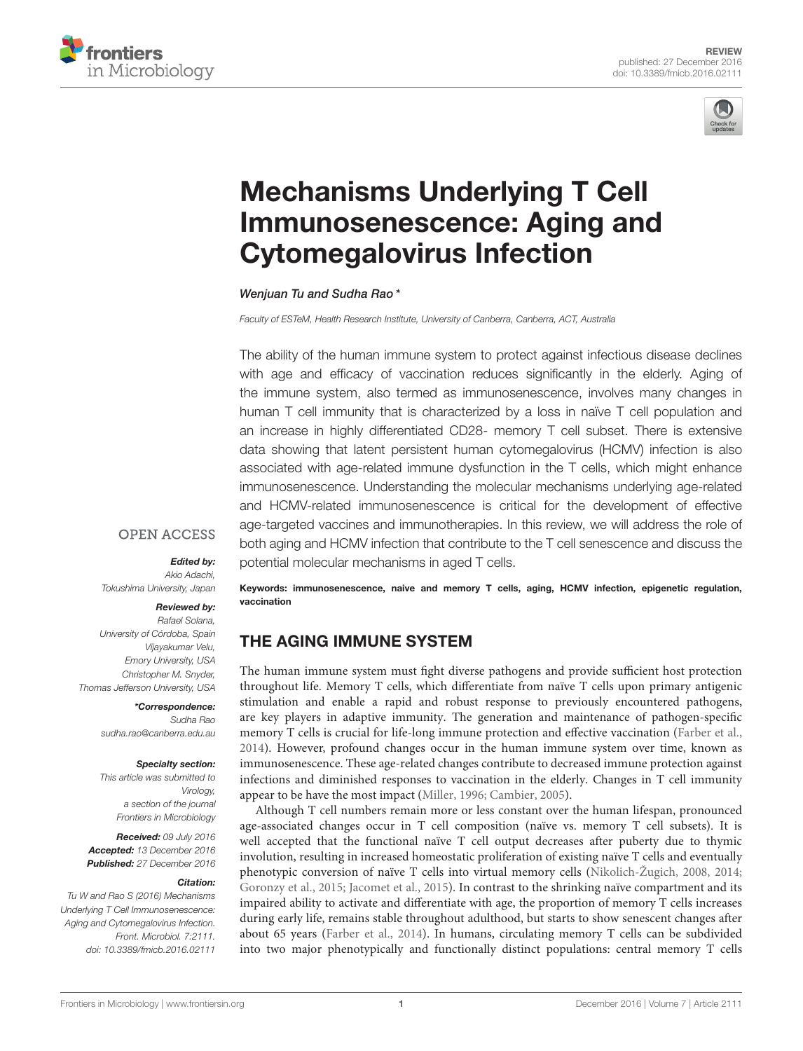REVIEW
published: 27 December 2016
doi: 10.3389/fmicb.2016.02111

# Mechanisms Underlying T Cell Immunosenescence: Aging and Cytomegalovirus Infection

*Wenjuan Tu and Sudha Rao\**

*Faculty of ESTeM, Health Research Institute, University of Canberra, Canberra, ACT, Australia*

The ability of the human immune system to protect against infectious disease declines with age and efficacy of vaccination reduces significantly in the elderly. Aging of the immune system, also termed as immunosenescence, involves many changes in human T cell immunity that is characterized by a loss in naïve T cell population and an increase in highly differentiated CD28- memory T cell subset. There is extensive data showing that latent persistent human cytomegalovirus (HCMV) infection is also associated with age-related immune dysfunction in the T cells, which might enhance immunosenescence. Understanding the molecular mechanisms underlying age-related and HCMV-related immunosenescence is critical for the development of effective age-targeted vaccines and immunotherapies. In this review, we will address the role of both aging and HCMV infection that contribute to the T cell senescence and discuss the potential molecular mechanisms in aged T cells.

**Keywords: immunosenescence, naive and memory T cells, aging, HCMV infection, epigenetic regulation, vaccination**

OPEN ACCESS

***Edited by:***
*Akio Adachi,*
*Tokushima University, Japan*

***Reviewed by:***
*Rafael Solana,*
*University of Córdoba, Spain*
*Vijayakumar Velu,*
*Emory University, USA*
*Christopher M. Snyder,*
*Thomas Jefferson University, USA*

***\*Correspondence:***
*Sudha Rao*
*sudha.rao@canberra.edu.au*

***Specialty section:***
*This article was submitted to Virology, a section of the journal Frontiers in Microbiology*

***Received:*** *09 July 2016*
***Accepted:*** *13 December 2016*
***Published:*** *27 December 2016*

***Citation:***
*Tu W and Rao S (2016) Mechanisms Underlying T Cell Immunosenescence: Aging and Cytomegalovirus Infection. Front. Microbiol. 7:2111. doi: 10.3389/fmicb.2016.02111*

## THE AGING IMMUNE SYSTEM

The human immune system must fight diverse pathogens and provide sufficient host protection throughout life. Memory T cells, which differentiate from naïve T cells upon primary antigenic stimulation and enable a rapid and robust response to previously encountered pathogens, are key players in adaptive immunity. The generation and maintenance of pathogen-specific memory T cells is crucial for life-long immune protection and effective vaccination (Farber et al., 2014). However, profound changes occur in the human immune system over time, known as immunosenescence. These age-related changes contribute to decreased immune protection against infections and diminished responses to vaccination in the elderly. Changes in T cell immunity appear to be have the most impact (Miller, 1996; Cambier, 2005).

Although T cell numbers remain more or less constant over the human lifespan, pronounced age-associated changes occur in T cell composition (naïve vs. memory T cell subsets). It is well accepted that the functional naïve T cell output decreases after puberty due to thymic involution, resulting in increased homeostatic proliferation of existing naïve T cells and eventually phenotypic conversion of naïve T cells into virtual memory cells (Nikolich-Žugich, 2008, 2014; Goronzy et al., 2015; Jacomet et al., 2015). In contrast to the shrinking naïve compartment and its impaired ability to activate and differentiate with age, the proportion of memory T cells increases during early life, remains stable throughout adulthood, but starts to show senescent changes after about 65 years (Farber et al., 2014). In humans, circulating memory T cells can be subdivided into two major phenotypically and functionally distinct populations: central memory T cells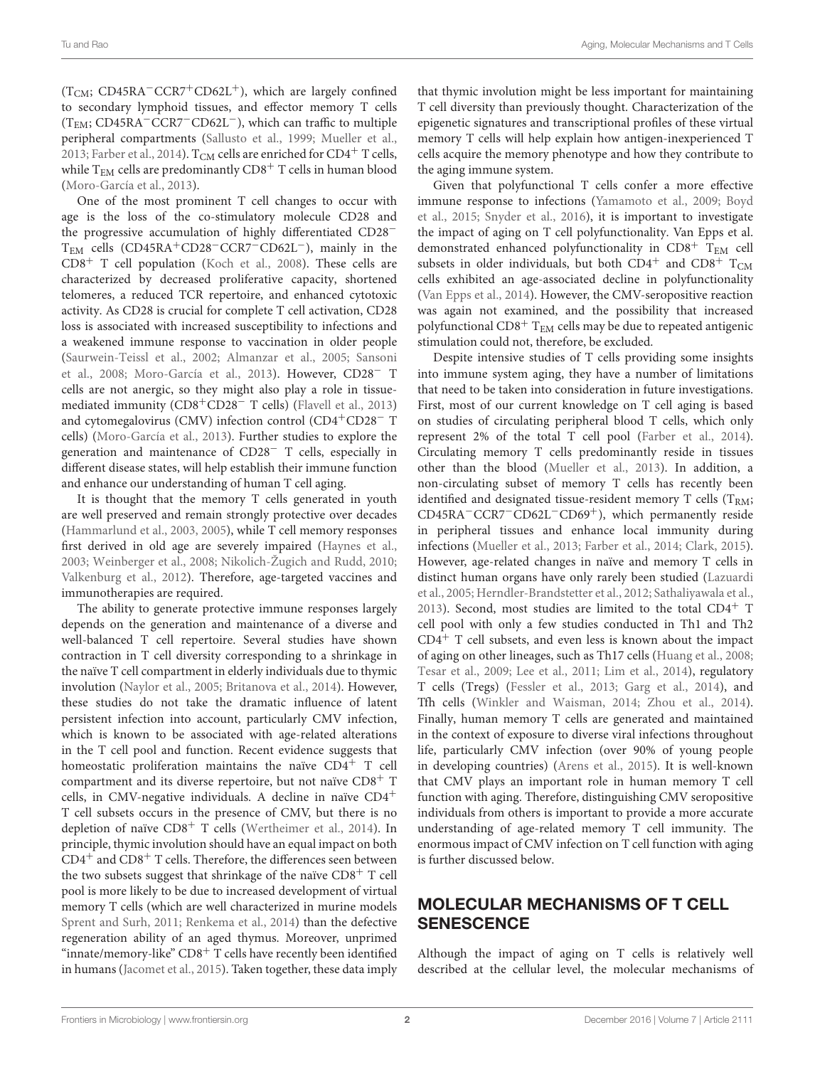($T_{CM}$; $CD45RA^-CCR7^+CD62L^+$), which are largely confined to secondary lymphoid tissues, and effector memory T cells ($T_{EM}$; $CD45RA^-CCR7^-CD62L^-$), which can traffic to multiple peripheral compartments (Sallusto et al., 1999; Mueller et al., 2013; Farber et al., 2014). $T_{CM}$ cells are enriched for $CD4^+$ T cells, while $T_{EM}$ cells are predominantly $CD8^+$ T cells in human blood (Moro-García et al., 2013).

One of the most prominent T cell changes to occur with age is the loss of the co-stimulatory molecule CD28 and the progressive accumulation of highly differentiated $CD28^-$ $T_{EM}$ cells ($CD45RA^+CD28^-CCR7^-CD62L^-$), mainly in the $CD8^+$ T cell population (Koch et al., 2008). These cells are characterized by decreased proliferative capacity, shortened telomeres, a reduced TCR repertoire, and enhanced cytotoxic activity. As CD28 is crucial for complete T cell activation, CD28 loss is associated with increased susceptibility to infections and a weakened immune response to vaccination in older people (Saurwein-Teissl et al., 2002; Almanzar et al., 2005; Sansoni et al., 2008; Moro-García et al., 2013). However, $CD28^-$ T cells are not anergic, so they might also play a role in tissue-mediated immunity ($CD8^+CD28^-$ T cells) (Flavell et al., 2013) and cytomegalovirus (CMV) infection control ($CD4^+CD28^-$ T cells) (Moro-García et al., 2013). Further studies to explore the generation and maintenance of $CD28^-$ T cells, especially in different disease states, will help establish their immune function and enhance our understanding of human T cell aging.

It is thought that the memory T cells generated in youth are well preserved and remain strongly protective over decades (Hammarlund et al., 2003, 2005), while T cell memory responses first derived in old age are severely impaired (Haynes et al., 2003; Weinberger et al., 2008; Nikolich-Žugich and Rudd, 2010; Valkenburg et al., 2012). Therefore, age-targeted vaccines and immunotherapies are required.

The ability to generate protective immune responses largely depends on the generation and maintenance of a diverse and well-balanced T cell repertoire. Several studies have shown contraction in T cell diversity corresponding to a shrinkage in the naïve T cell compartment in elderly individuals due to thymic involution (Naylor et al., 2005; Britanova et al., 2014). However, these studies do not take the dramatic influence of latent persistent infection into account, particularly CMV infection, which is known to be associated with age-related alterations in the T cell pool and function. Recent evidence suggests that homeostatic proliferation maintains the naïve $CD4^+$ T cell compartment and its diverse repertoire, but not naïve $CD8^+$ T cells, in CMV-negative individuals. A decline in naïve $CD4^+$ T cell subsets occurs in the presence of CMV, but there is no depletion of naïve $CD8^+$ T cells (Wertheimer et al., 2014). In principle, thymic involution should have an equal impact on both $CD4^+$ and $CD8^+$ T cells. Therefore, the differences seen between the two subsets suggest that shrinkage of the naïve $CD8^+$ T cell pool is more likely to be due to increased development of virtual memory T cells (which are well characterized in murine models Sprent and Surh, 2011; Renkema et al., 2014) than the defective regeneration ability of an aged thymus. Moreover, unprimed "innate/memory-like" $CD8^+$ T cells have recently been identified in humans (Jacomet et al., 2015). Taken together, these data imply that thymic involution might be less important for maintaining T cell diversity than previously thought. Characterization of the epigenetic signatures and transcriptional profiles of these virtual memory T cells will help explain how antigen-inexperienced T cells acquire the memory phenotype and how they contribute to the aging immune system.

Given that polyfunctional T cells confer a more effective immune response to infections (Yamamoto et al., 2009; Boyd et al., 2015; Snyder et al., 2016), it is important to investigate the impact of aging on T cell polyfunctionality. Van Epps et al. demonstrated enhanced polyfunctionality in $CD8^+$ $T_{EM}$ cell subsets in older individuals, but both $CD4^+$ and $CD8^+$ $T_{CM}$ cells exhibited an age-associated decline in polyfunctionality (Van Epps et al., 2014). However, the CMV-seropositive reaction was again not examined, and the possibility that increased polyfunctional $CD8^+$ $T_{EM}$ cells may be due to repeated antigenic stimulation could not, therefore, be excluded.

Despite intensive studies of T cells providing some insights into immune system aging, they have a number of limitations that need to be taken into consideration in future investigations. First, most of our current knowledge on T cell aging is based on studies of circulating peripheral blood T cells, which only represent 2% of the total T cell pool (Farber et al., 2014). Circulating memory T cells predominantly reside in tissues other than the blood (Mueller et al., 2013). In addition, a non-circulating subset of memory T cells has recently been identified and designated tissue-resident memory T cells ($T_{RM}$; $CD45RA^-CCR7^-CD62L^-CD69^+$), which permanently reside in peripheral tissues and enhance local immunity during infections (Mueller et al., 2013; Farber et al., 2014; Clark, 2015). However, age-related changes in naïve and memory T cells in distinct human organs have only rarely been studied (Lazuardi et al., 2005; Herndler-Brandstetter et al., 2012; Sathaliyawala et al., 2013). Second, most studies are limited to the total $CD4^+$ T cell pool with only a few studies conducted in Th1 and Th2 $CD4^+$ T cell subsets, and even less is known about the impact of aging on other lineages, such as Th17 cells (Huang et al., 2008; Tesar et al., 2009; Lee et al., 2011; Lim et al., 2014), regulatory T cells (Tregs) (Fessler et al., 2013; Garg et al., 2014), and Tfh cells (Winkler and Waisman, 2014; Zhou et al., 2014). Finally, human memory T cells are generated and maintained in the context of exposure to diverse viral infections throughout life, particularly CMV infection (over 90% of young people in developing countries) (Arens et al., 2015). It is well-known that CMV plays an important role in human memory T cell function with aging. Therefore, distinguishing CMV seropositive individuals from others is important to provide a more accurate understanding of age-related memory T cell immunity. The enormous impact of CMV infection on T cell function with aging is further discussed below.

## MOLECULAR MECHANISMS OF T CELL SENESCENCE

Although the impact of aging on T cells is relatively well described at the cellular level, the molecular mechanisms of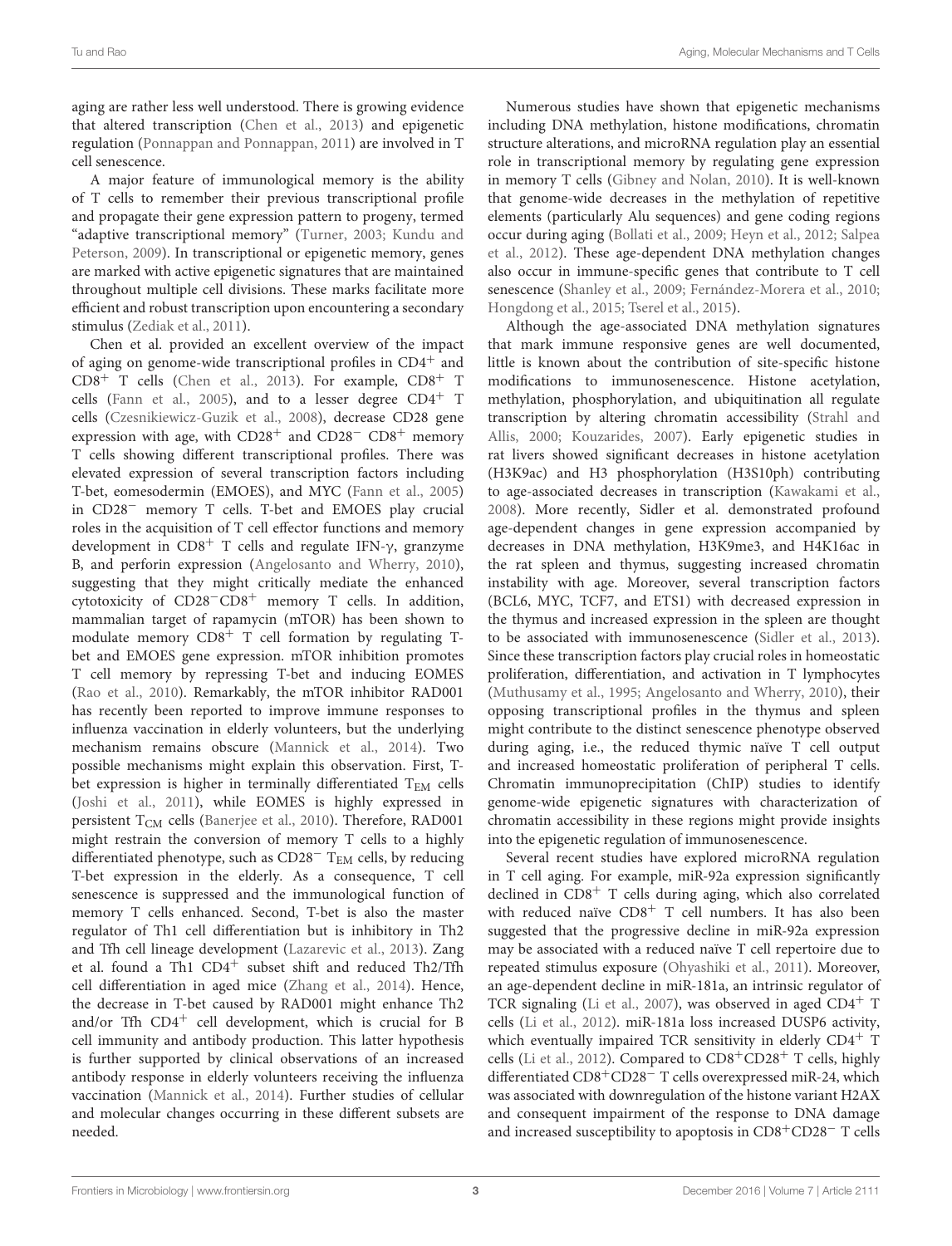aging are rather less well understood. There is growing evidence that altered transcription (Chen et al., 2013) and epigenetic regulation (Ponnappan and Ponnappan, 2011) are involved in T cell senescence.

A major feature of immunological memory is the ability of T cells to remember their previous transcriptional profile and propagate their gene expression pattern to progeny, termed "adaptive transcriptional memory" (Turner, 2003; Kundu and Peterson, 2009). In transcriptional or epigenetic memory, genes are marked with active epigenetic signatures that are maintained throughout multiple cell divisions. These marks facilitate more efficient and robust transcription upon encountering a secondary stimulus (Zediak et al., 2011).

Chen et al. provided an excellent overview of the impact of aging on genome-wide transcriptional profiles in $CD4^+$ and $CD8^+$ T cells (Chen et al., 2013). For example, $CD8^+$ T cells (Fann et al., 2005), and to a lesser degree $CD4^+$ T cells (Czesnikiewicz-Guzik et al., 2008), decrease CD28 gene expression with age, with $CD28^+$ and $CD28^-$ $CD8^+$ memory T cells showing different transcriptional profiles. There was elevated expression of several transcription factors including T-bet, eomesodermin (EMOES), and MYC (Fann et al., 2005) in $CD28^-$ memory T cells. T-bet and EMOES play crucial roles in the acquisition of T cell effector functions and memory development in $CD8^+$ T cells and regulate IFN-γ, granzyme B, and perforin expression (Angelosanto and Wherry, 2010), suggesting that they might critically mediate the enhanced cytotoxicity of $CD28^-CD8^+$ memory T cells. In addition, mammalian target of rapamycin (mTOR) has been shown to modulate memory $CD8^+$ T cell formation by regulating T-bet and EMOES gene expression. mTOR inhibition promotes T cell memory by repressing T-bet and inducing EOMES (Rao et al., 2010). Remarkably, the mTOR inhibitor RAD001 has recently been reported to improve immune responses to influenza vaccination in elderly volunteers, but the underlying mechanism remains obscure (Mannick et al., 2014). Two possible mechanisms might explain this observation. First, T-bet expression is higher in terminally differentiated $T_{EM}$ cells (Joshi et al., 2011), while EOMES is highly expressed in persistent $T_{CM}$ cells (Banerjee et al., 2010). Therefore, RAD001 might restrain the conversion of memory T cells to a highly differentiated phenotype, such as $CD28^-$ $T_{EM}$ cells, by reducing T-bet expression in the elderly. As a consequence, T cell senescence is suppressed and the immunological function of memory T cells enhanced. Second, T-bet is also the master regulator of Th1 cell differentiation but is inhibitory in Th2 and Tfh cell lineage development (Lazarevic et al., 2013). Zang et al. found a Th1 $CD4^+$ subset shift and reduced Th2/Tfh cell differentiation in aged mice (Zhang et al., 2014). Hence, the decrease in T-bet caused by RAD001 might enhance Th2 and/or Tfh $CD4^+$ cell development, which is crucial for B cell immunity and antibody production. This latter hypothesis is further supported by clinical observations of an increased antibody response in elderly volunteers receiving the influenza vaccination (Mannick et al., 2014). Further studies of cellular and molecular changes occurring in these different subsets are needed.

Numerous studies have shown that epigenetic mechanisms including DNA methylation, histone modifications, chromatin structure alterations, and microRNA regulation play an essential role in transcriptional memory by regulating gene expression in memory T cells (Gibney and Nolan, 2010). It is well-known that genome-wide decreases in the methylation of repetitive elements (particularly Alu sequences) and gene coding regions occur during aging (Bollati et al., 2009; Heyn et al., 2012; Salpea et al., 2012). These age-dependent DNA methylation changes also occur in immune-specific genes that contribute to T cell senescence (Shanley et al., 2009; Fernández-Morera et al., 2010; Hongdong et al., 2015; Tserel et al., 2015).

Although the age-associated DNA methylation signatures that mark immune responsive genes are well documented, little is known about the contribution of site-specific histone modifications to immunosenescence. Histone acetylation, methylation, phosphorylation, and ubiquitination all regulate transcription by altering chromatin accessibility (Strahl and Allis, 2000; Kouzarides, 2007). Early epigenetic studies in rat livers showed significant decreases in histone acetylation (H3K9ac) and H3 phosphorylation (H3S10ph) contributing to age-associated decreases in transcription (Kawakami et al., 2008). More recently, Sidler et al. demonstrated profound age-dependent changes in gene expression accompanied by decreases in DNA methylation, H3K9me3, and H4K16ac in the rat spleen and thymus, suggesting increased chromatin instability with age. Moreover, several transcription factors (BCL6, MYC, TCF7, and ETS1) with decreased expression in the thymus and increased expression in the spleen are thought to be associated with immunosenescence (Sidler et al., 2013). Since these transcription factors play crucial roles in homeostatic proliferation, differentiation, and activation in T lymphocytes (Muthusamy et al., 1995; Angelosanto and Wherry, 2010), their opposing transcriptional profiles in the thymus and spleen might contribute to the distinct senescence phenotype observed during aging, i.e., the reduced thymic naïve T cell output and increased homeostatic proliferation of peripheral T cells. Chromatin immunoprecipitation (ChIP) studies to identify genome-wide epigenetic signatures with characterization of chromatin accessibility in these regions might provide insights into the epigenetic regulation of immunosenescence.

Several recent studies have explored microRNA regulation in T cell aging. For example, miR-92a expression significantly declined in $CD8^+$ T cells during aging, which also correlated with reduced naïve $CD8^+$ T cell numbers. It has also been suggested that the progressive decline in miR-92a expression may be associated with a reduced naïve T cell repertoire due to repeated stimulus exposure (Ohyashiki et al., 2011). Moreover, an age-dependent decline in miR-181a, an intrinsic regulator of TCR signaling (Li et al., 2007), was observed in aged $CD4^+$ T cells (Li et al., 2012). miR-181a loss increased DUSP6 activity, which eventually impaired TCR sensitivity in elderly $CD4^+$ T cells (Li et al., 2012). Compared to $CD8^+CD28^+$ T cells, highly differentiated $CD8^+CD28^-$ T cells overexpressed miR-24, which was associated with downregulation of the histone variant H2AX and consequent impairment of the response to DNA damage and increased susceptibility to apoptosis in $CD8^+CD28^-$ T cells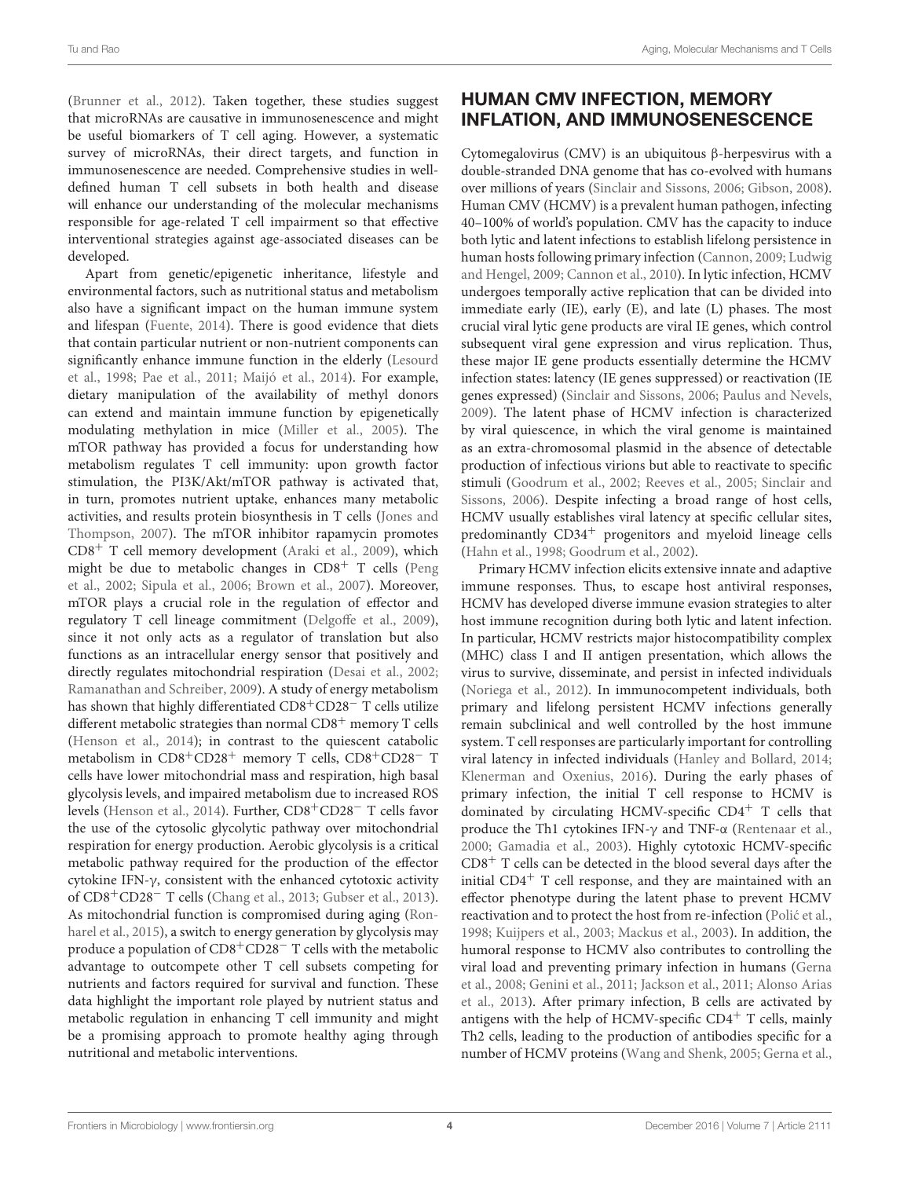(Brunner et al., 2012). Taken together, these studies suggest that microRNAs are causative in immunosenescence and might be useful biomarkers of T cell aging. However, a systematic survey of microRNAs, their direct targets, and function in immunosenescence are needed. Comprehensive studies in well-defined human T cell subsets in both health and disease will enhance our understanding of the molecular mechanisms responsible for age-related T cell impairment so that effective interventional strategies against age-associated diseases can be developed.

Apart from genetic/epigenetic inheritance, lifestyle and environmental factors, such as nutritional status and metabolism also have a significant impact on the human immune system and lifespan (Fuente, 2014). There is good evidence that diets that contain particular nutrient or non-nutrient components can significantly enhance immune function in the elderly (Lesourd et al., 1998; Pae et al., 2011; Maijó et al., 2014). For example, dietary manipulation of the availability of methyl donors can extend and maintain immune function by epigenetically modulating methylation in mice (Miller et al., 2005). The mTOR pathway has provided a focus for understanding how metabolism regulates T cell immunity: upon growth factor stimulation, the PI3K/Akt/mTOR pathway is activated that, in turn, promotes nutrient uptake, enhances many metabolic activities, and results protein biosynthesis in T cells (Jones and Thompson, 2007). The mTOR inhibitor rapamycin promotes $CD8^{+}$ T cell memory development (Araki et al., 2009), which might be due to metabolic changes in $CD8^{+}$ T cells (Peng et al., 2002; Sipula et al., 2006; Brown et al., 2007). Moreover, mTOR plays a crucial role in the regulation of effector and regulatory T cell lineage commitment (Delgoffe et al., 2009), since it not only acts as a regulator of translation but also functions as an intracellular energy sensor that positively and directly regulates mitochondrial respiration (Desai et al., 2002; Ramanathan and Schreiber, 2009). A study of energy metabolism has shown that highly differentiated $CD8^{+}CD28^{-}$ T cells utilize different metabolic strategies than normal $CD8^{+}$ memory T cells (Henson et al., 2014); in contrast to the quiescent catabolic metabolism in $CD8^{+}CD28^{+}$ memory T cells, $CD8^{+}CD28^{-}$ T cells have lower mitochondrial mass and respiration, high basal glycolysis levels, and impaired metabolism due to increased ROS levels (Henson et al., 2014). Further, $CD8^{+}CD28^{-}$ T cells favor the use of the cytosolic glycolytic pathway over mitochondrial respiration for energy production. Aerobic glycolysis is a critical metabolic pathway required for the production of the effector cytokine IFN-γ, consistent with the enhanced cytotoxic activity of $CD8^{+}CD28^{-}$ T cells (Chang et al., 2013; Gubser et al., 2013). As mitochondrial function is compromised during aging (Ron-harel et al., 2015), a switch to energy generation by glycolysis may produce a population of $CD8^{+}CD28^{-}$ T cells with the metabolic advantage to outcompete other T cell subsets competing for nutrients and factors required for survival and function. These data highlight the important role played by nutrient status and metabolic regulation in enhancing T cell immunity and might be a promising approach to promote healthy aging through nutritional and metabolic interventions.

## HUMAN CMV INFECTION, MEMORY INFLATION, AND IMMUNOSENESCENCE

Cytomegalovirus (CMV) is an ubiquitous β-herpesvirus with a double-stranded DNA genome that has co-evolved with humans over millions of years (Sinclair and Sissons, 2006; Gibson, 2008). Human CMV (HCMV) is a prevalent human pathogen, infecting 40–100% of world's population. CMV has the capacity to induce both lytic and latent infections to establish lifelong persistence in human hosts following primary infection (Cannon, 2009; Ludwig and Hengel, 2009; Cannon et al., 2010). In lytic infection, HCMV undergoes temporally active replication that can be divided into immediate early (IE), early (E), and late (L) phases. The most crucial viral lytic gene products are viral IE genes, which control subsequent viral gene expression and virus replication. Thus, these major IE gene products essentially determine the HCMV infection states: latency (IE genes suppressed) or reactivation (IE genes expressed) (Sinclair and Sissons, 2006; Paulus and Nevels, 2009). The latent phase of HCMV infection is characterized by viral quiescence, in which the viral genome is maintained as an extra-chromosomal plasmid in the absence of detectable production of infectious virions but able to reactivate to specific stimuli (Goodrum et al., 2002; Reeves et al., 2005; Sinclair and Sissons, 2006). Despite infecting a broad range of host cells, HCMV usually establishes viral latency at specific cellular sites, predominantly $CD34^{+}$ progenitors and myeloid lineage cells (Hahn et al., 1998; Goodrum et al., 2002).

Primary HCMV infection elicits extensive innate and adaptive immune responses. Thus, to escape host antiviral responses, HCMV has developed diverse immune evasion strategies to alter host immune recognition during both lytic and latent infection. In particular, HCMV restricts major histocompatibility complex (MHC) class I and II antigen presentation, which allows the virus to survive, disseminate, and persist in infected individuals (Noriega et al., 2012). In immunocompetent individuals, both primary and lifelong persistent HCMV infections generally remain subclinical and well controlled by the host immune system. T cell responses are particularly important for controlling viral latency in infected individuals (Hanley and Bollard, 2014; Klenerman and Oxenius, 2016). During the early phases of primary infection, the initial T cell response to HCMV is dominated by circulating HCMV-specific $CD4^{+}$ T cells that produce the Th1 cytokines IFN-γ and TNF-α (Rentenaar et al., 2000; Gamadia et al., 2003). Highly cytotoxic HCMV-specific $CD8^{+}$ T cells can be detected in the blood several days after the initial $CD4^{+}$ T cell response, and they are maintained with an effector phenotype during the latent phase to prevent HCMV reactivation and to protect the host from re-infection (Polić et al., 1998; Kuijpers et al., 2003; Mackus et al., 2003). In addition, the humoral response to HCMV also contributes to controlling the viral load and preventing primary infection in humans (Gerna et al., 2008; Genini et al., 2011; Jackson et al., 2011; Alonso Arias et al., 2013). After primary infection, B cells are activated by antigens with the help of HCMV-specific $CD4^{+}$ T cells, mainly Th2 cells, leading to the production of antibodies specific for a number of HCMV proteins (Wang and Shenk, 2005; Gerna et al.,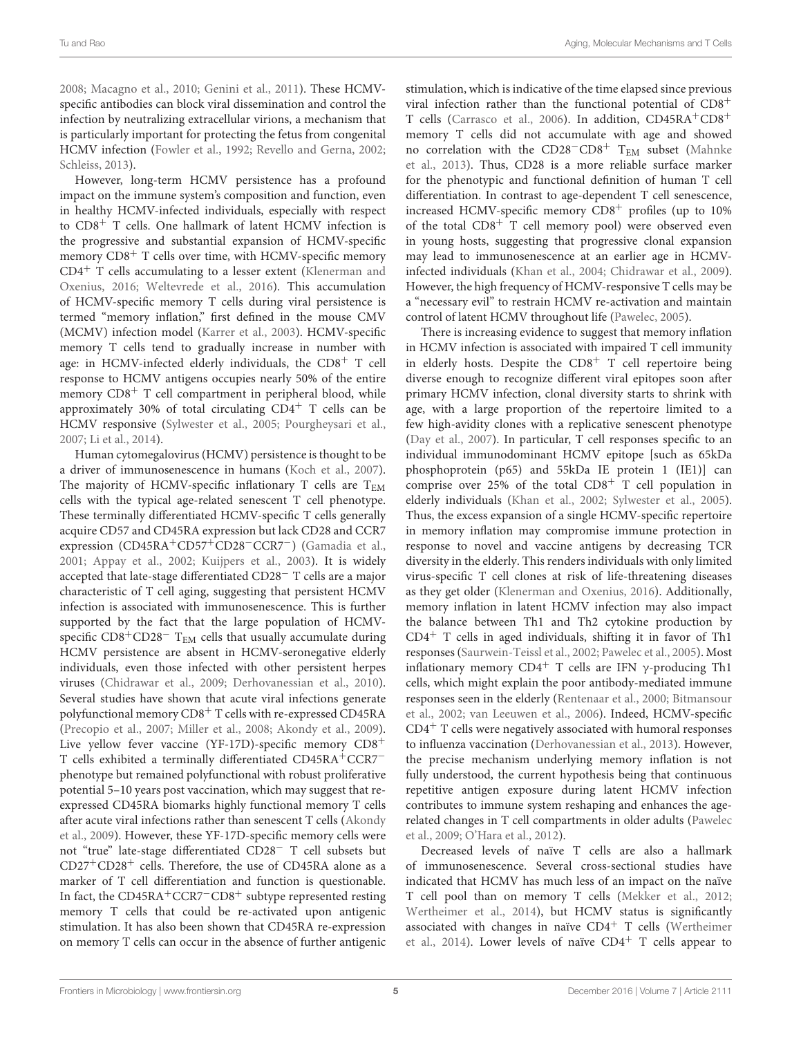2008; Macagno et al., 2010; Genini et al., 2011). These HCMV-specific antibodies can block viral dissemination and control the infection by neutralizing extracellular virions, a mechanism that is particularly important for protecting the fetus from congenital HCMV infection (Fowler et al., 1992; Revello and Gerna, 2002; Schleiss, 2013).

However, long-term HCMV persistence has a profound impact on the immune system's composition and function, even in healthy HCMV-infected individuals, especially with respect to $CD8^+$ T cells. One hallmark of latent HCMV infection is the progressive and substantial expansion of HCMV-specific memory $CD8^+$ T cells over time, with HCMV-specific memory $CD4^+$ T cells accumulating to a lesser extent (Klenerman and Oxenius, 2016; Weltevrede et al., 2016). This accumulation of HCMV-specific memory T cells during viral persistence is termed "memory inflation," first defined in the mouse CMV (MCMV) infection model (Karrer et al., 2003). HCMV-specific memory T cells tend to gradually increase in number with age: in HCMV-infected elderly individuals, the $CD8^+$ T cell response to HCMV antigens occupies nearly 50% of the entire memory $CD8^+$ T cell compartment in peripheral blood, while approximately 30% of total circulating $CD4^+$ T cells can be HCMV responsive (Sylwester et al., 2005; Pourgheysari et al., 2007; Li et al., 2014).

Human cytomegalovirus (HCMV) persistence is thought to be a driver of immunosenescence in humans (Koch et al., 2007). The majority of HCMV-specific inflationary T cells are $T_{EM}$ cells with the typical age-related senescent T cell phenotype. These terminally differentiated HCMV-specific T cells generally acquire CD57 and CD45RA expression but lack CD28 and CCR7 expression ($CD45RA^+CD57^+CD28^-CCR7^-$) (Gamadia et al., 2001; Appay et al., 2002; Kuijpers et al., 2003). It is widely accepted that late-stage differentiated $CD28^-$ T cells are a major characteristic of T cell aging, suggesting that persistent HCMV infection is associated with immunosenescence. This is further supported by the fact that the large population of HCMV-specific $CD8^+CD28^-$ $T_{EM}$ cells that usually accumulate during HCMV persistence are absent in HCMV-seronegative elderly individuals, even those infected with other persistent herpes viruses (Chidrawar et al., 2009; Derhovanessian et al., 2010). Several studies have shown that acute viral infections generate polyfunctional memory $CD8^+$ T cells with re-expressed CD45RA (Precopio et al., 2007; Miller et al., 2008; Akondy et al., 2009). Live yellow fever vaccine (YF-17D)-specific memory $CD8^+$ T cells exhibited a terminally differentiated $CD45RA^+CCR7^-$ phenotype but remained polyfunctional with robust proliferative potential 5–10 years post vaccination, which may suggest that re-expressed CD45RA biomarks highly functional memory T cells after acute viral infections rather than senescent T cells (Akondy et al., 2009). However, these YF-17D-specific memory cells were not "true" late-stage differentiated $CD28^-$ T cell subsets but $CD27^+CD28^+$ cells. Therefore, the use of CD45RA alone as a marker of T cell differentiation and function is questionable. In fact, the $CD45RA^+CCR7^-CD8^+$ subtype represented resting memory T cells that could be re-activated upon antigenic stimulation. It has also been shown that CD45RA re-expression on memory T cells can occur in the absence of further antigenic stimulation, which is indicative of the time elapsed since previous viral infection rather than the functional potential of $CD8^+$ T cells (Carrasco et al., 2006). In addition, $CD45RA^+CD8^+$ memory T cells did not accumulate with age and showed no correlation with the $CD28^-CD8^+$ $T_{EM}$ subset (Mahnke et al., 2013). Thus, CD28 is a more reliable surface marker for the phenotypic and functional definition of human T cell differentiation. In contrast to age-dependent T cell senescence, increased HCMV-specific memory $CD8^+$ profiles (up to 10% of the total $CD8^+$ T cell memory pool) were observed even in young hosts, suggesting that progressive clonal expansion may lead to immunosenescence at an earlier age in HCMV-infected individuals (Khan et al., 2004; Chidrawar et al., 2009). However, the high frequency of HCMV-responsive T cells may be a "necessary evil" to restrain HCMV re-activation and maintain control of latent HCMV throughout life (Pawelec, 2005).

There is increasing evidence to suggest that memory inflation in HCMV infection is associated with impaired T cell immunity in elderly hosts. Despite the $CD8^+$ T cell repertoire being diverse enough to recognize different viral epitopes soon after primary HCMV infection, clonal diversity starts to shrink with age, with a large proportion of the repertoire limited to a few high-avidity clones with a replicative senescent phenotype (Day et al., 2007). In particular, T cell responses specific to an individual immunodominant HCMV epitope [such as 65kDa phosphoprotein (p65) and 55kDa IE protein 1 (IE1)] can comprise over 25% of the total $CD8^+$ T cell population in elderly individuals (Khan et al., 2002; Sylwester et al., 2005). Thus, the excess expansion of a single HCMV-specific repertoire in memory inflation may compromise immune protection in response to novel and vaccine antigens by decreasing TCR diversity in the elderly. This renders individuals with only limited virus-specific T cell clones at risk of life-threatening diseases as they get older (Klenerman and Oxenius, 2016). Additionally, memory inflation in latent HCMV infection may also impact the balance between Th1 and Th2 cytokine production by $CD4^+$ T cells in aged individuals, shifting it in favor of Th1 responses (Saurwein-Teissl et al., 2002; Pawelec et al., 2005). Most inflationary memory $CD4^+$ T cells are IFN $\gamma$-producing Th1 cells, which might explain the poor antibody-mediated immune responses seen in the elderly (Rentenaar et al., 2000; Bitmansour et al., 2002; van Leeuwen et al., 2006). Indeed, HCMV-specific $CD4^+$ T cells were negatively associated with humoral responses to influenza vaccination (Derhovanessian et al., 2013). However, the precise mechanism underlying memory inflation is not fully understood, the current hypothesis being that continuous repetitive antigen exposure during latent HCMV infection contributes to immune system reshaping and enhances the age-related changes in T cell compartments in older adults (Pawelec et al., 2009; O'Hara et al., 2012).

Decreased levels of naïve T cells are also a hallmark of immunosenescence. Several cross-sectional studies have indicated that HCMV has much less of an impact on the naïve T cell pool than on memory T cells (Mekker et al., 2012; Wertheimer et al., 2014), but HCMV status is significantly associated with changes in naïve $CD4^+$ T cells (Wertheimer et al., 2014). Lower levels of naïve $CD4^+$ T cells appear to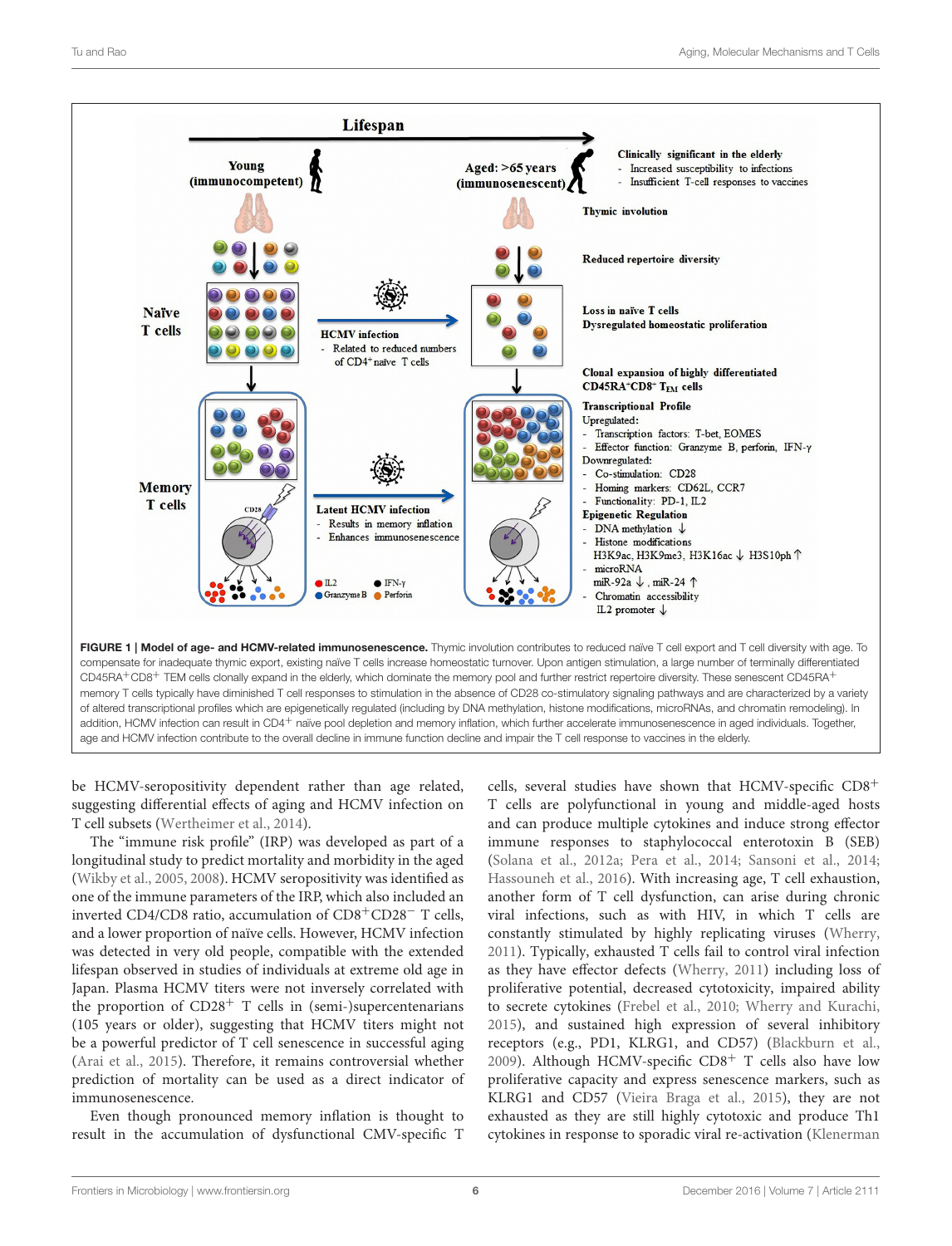**FIGURE 1 | Model of age- and HCMV-related immunosenescence.** Thymic involution contributes to reduced naïve T cell export and T cell diversity with age. To compensate for inadequate thymic export, existing naïve T cells increase homeostatic turnover. Upon antigen stimulation, a large number of terminally differentiated CD45RA$^{+}$CD8$^{+}$ TEM cells clonally expand in the elderly, which dominate the memory pool and further restrict repertoire diversity. These senescent CD45RA$^{+}$ memory T cells typically have diminished T cell responses to stimulation in the absence of CD28 co-stimulatory signaling pathways and are characterized by a variety of altered transcriptional profiles which are epigenetically regulated (including by DNA methylation, histone modifications, microRNAs, and chromatin remodeling). In addition, HCMV infection can result in CD4$^{+}$ naïve pool depletion and memory inflation, which further accelerate immunosenescence in aged individuals. Together, age and HCMV infection contribute to the overall decline in immune function decline and impair the T cell response to vaccines in the elderly.

be HCMV-seropositivity dependent rather than age related, suggesting differential effects of aging and HCMV infection on T cell subsets (Wertheimer et al., 2014).

The "immune risk profile" (IRP) was developed as part of a longitudinal study to predict mortality and morbidity in the aged (Wikby et al., 2005, 2008). HCMV seropositivity was identified as one of the immune parameters of the IRP, which also included an inverted CD4/CD8 ratio, accumulation of CD8$^{+}$CD28$^{-}$ T cells, and a lower proportion of naïve cells. However, HCMV infection was detected in very old people, compatible with the extended lifespan observed in studies of individuals at extreme old age in Japan. Plasma HCMV titers were not inversely correlated with the proportion of CD28$^{+}$ T cells in (semi-)supercentenarians (105 years or older), suggesting that HCMV titers might not be a powerful predictor of T cell senescence in successful aging (Arai et al., 2015). Therefore, it remains controversial whether prediction of mortality can be used as a direct indicator of immunosenescence.

Even though pronounced memory inflation is thought to result in the accumulation of dysfunctional CMV-specific T cells, several studies have shown that HCMV-specific CD8$^{+}$ T cells are polyfunctional in young and middle-aged hosts and can produce multiple cytokines and induce strong effector immune responses to staphylococcal enterotoxin B (SEB) (Solana et al., 2012a; Pera et al., 2014; Sansoni et al., 2014; Hassouneh et al., 2016). With increasing age, T cell exhaustion, another form of T cell dysfunction, can arise during chronic viral infections, such as with HIV, in which T cells are constantly stimulated by highly replicating viruses (Wherry, 2011). Typically, exhausted T cells fail to control viral infection as they have effector defects (Wherry, 2011) including loss of proliferative potential, decreased cytotoxicity, impaired ability to secrete cytokines (Frebel et al., 2010; Wherry and Kurachi, 2015), and sustained high expression of several inhibitory receptors (e.g., PD1, KLRG1, and CD57) (Blackburn et al., 2009). Although HCMV-specific CD8$^{+}$ T cells also have low proliferative capacity and express senescence markers, such as KLRG1 and CD57 (Vieira Braga et al., 2015), they are not exhausted as they are still highly cytotoxic and produce Th1 cytokines in response to sporadic viral re-activation (Klenerman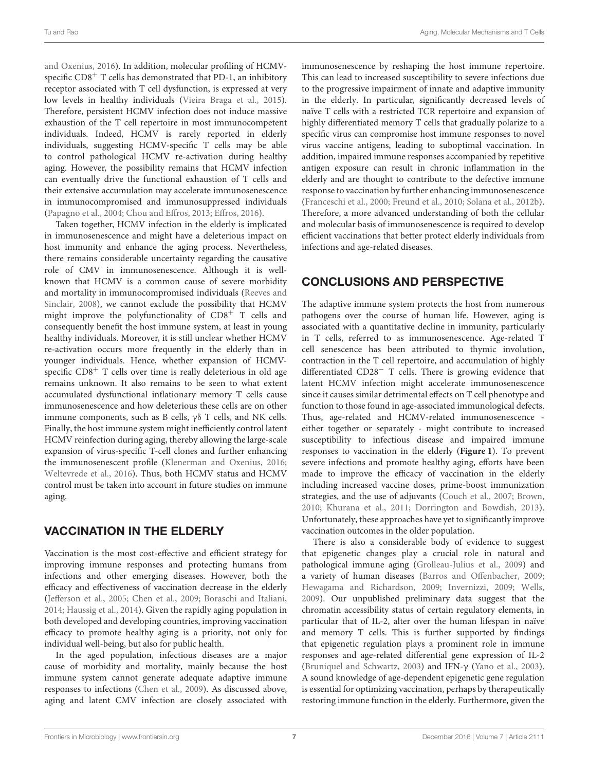and Oxenius, 2016). In addition, molecular profiling of HCMV-specific $CD8^+$ T cells has demonstrated that PD-1, an inhibitory receptor associated with T cell dysfunction, is expressed at very low levels in healthy individuals (Vieira Braga et al., 2015). Therefore, persistent HCMV infection does not induce massive exhaustion of the T cell repertoire in most immunocompetent individuals. Indeed, HCMV is rarely reported in elderly individuals, suggesting HCMV-specific T cells may be able to control pathological HCMV re-activation during healthy aging. However, the possibility remains that HCMV infection can eventually drive the functional exhaustion of T cells and their extensive accumulation may accelerate immunosenescence in immunocompromised and immunosuppressed individuals (Papagno et al., 2004; Chou and Effros, 2013; Effros, 2016).

Taken together, HCMV infection in the elderly is implicated in immunosenescence and might have a deleterious impact on host immunity and enhance the aging process. Nevertheless, there remains considerable uncertainty regarding the causative role of CMV in immunosenescence. Although it is well-known that HCMV is a common cause of severe morbidity and mortality in immunocompromised individuals (Reeves and Sinclair, 2008), we cannot exclude the possibility that HCMV might improve the polyfunctionality of $CD8^+$ T cells and consequently benefit the host immune system, at least in young healthy individuals. Moreover, it is still unclear whether HCMV re-activation occurs more frequently in the elderly than in younger individuals. Hence, whether expansion of HCMV-specific $CD8^+$ T cells over time is really deleterious in old age remains unknown. It also remains to be seen to what extent accumulated dysfunctional inflationary memory T cells cause immunosenescence and how deleterious these cells are on other immune components, such as B cells, γδ T cells, and NK cells. Finally, the host immune system might inefficiently control latent HCMV reinfection during aging, thereby allowing the large-scale expansion of virus-specific T-cell clones and further enhancing the immunosenescent profile (Klenerman and Oxenius, 2016; Weltevrede et al., 2016). Thus, both HCMV status and HCMV control must be taken into account in future studies on immune aging.

## VACCINATION IN THE ELDERLY

Vaccination is the most cost-effective and efficient strategy for improving immune responses and protecting humans from infections and other emerging diseases. However, both the efficacy and effectiveness of vaccination decrease in the elderly (Jefferson et al., 2005; Chen et al., 2009; Boraschi and Italiani, 2014; Haussig et al., 2014). Given the rapidly aging population in both developed and developing countries, improving vaccination efficacy to promote healthy aging is a priority, not only for individual well-being, but also for public health.

In the aged population, infectious diseases are a major cause of morbidity and mortality, mainly because the host immune system cannot generate adequate adaptive immune responses to infections (Chen et al., 2009). As discussed above, aging and latent CMV infection are closely associated with immunosenescence by reshaping the host immune repertoire. This can lead to increased susceptibility to severe infections due to the progressive impairment of innate and adaptive immunity in the elderly. In particular, significantly decreased levels of naïve T cells with a restricted TCR repertoire and expansion of highly differentiated memory T cells that gradually polarize to a specific virus can compromise host immune responses to novel virus vaccine antigens, leading to suboptimal vaccination. In addition, impaired immune responses accompanied by repetitive antigen exposure can result in chronic inflammation in the elderly and are thought to contribute to the defective immune response to vaccination by further enhancing immunosenescence (Franceschi et al., 2000; Freund et al., 2010; Solana et al., 2012b). Therefore, a more advanced understanding of both the cellular and molecular basis of immunosenescence is required to develop efficient vaccinations that better protect elderly individuals from infections and age-related diseases.

## CONCLUSIONS AND PERSPECTIVE

The adaptive immune system protects the host from numerous pathogens over the course of human life. However, aging is associated with a quantitative decline in immunity, particularly in T cells, referred to as immunosenescence. Age-related T cell senescence has been attributed to thymic involution, contraction in the T cell repertoire, and accumulation of highly differentiated $CD28^-$ T cells. There is growing evidence that latent HCMV infection might accelerate immunosenescence since it causes similar detrimental effects on T cell phenotype and function to those found in age-associated immunological defects. Thus, age-related and HCMV-related immunosenescence - either together or separately - might contribute to increased susceptibility to infectious disease and impaired immune responses to vaccination in the elderly (**Figure 1**). To prevent severe infections and promote healthy aging, efforts have been made to improve the efficacy of vaccination in the elderly including increased vaccine doses, prime-boost immunization strategies, and the use of adjuvants (Couch et al., 2007; Brown, 2010; Khurana et al., 2011; Dorrington and Bowdish, 2013). Unfortunately, these approaches have yet to significantly improve vaccination outcomes in the older population.

There is also a considerable body of evidence to suggest that epigenetic changes play a crucial role in natural and pathological immune aging (Grolleau-Julius et al., 2009) and a variety of human diseases (Barros and Offenbacher, 2009; Hewagama and Richardson, 2009; Invernizzi, 2009; Wells, 2009). Our unpublished preliminary data suggest that the chromatin accessibility status of certain regulatory elements, in particular that of IL-2, alter over the human lifespan in naïve and memory T cells. This is further supported by findings that epigenetic regulation plays a prominent role in immune responses and age-related differential gene expression of IL-2 (Bruniquel and Schwartz, 2003) and IFN-γ (Yano et al., 2003). A sound knowledge of age-dependent epigenetic gene regulation is essential for optimizing vaccination, perhaps by therapeutically restoring immune function in the elderly. Furthermore, given the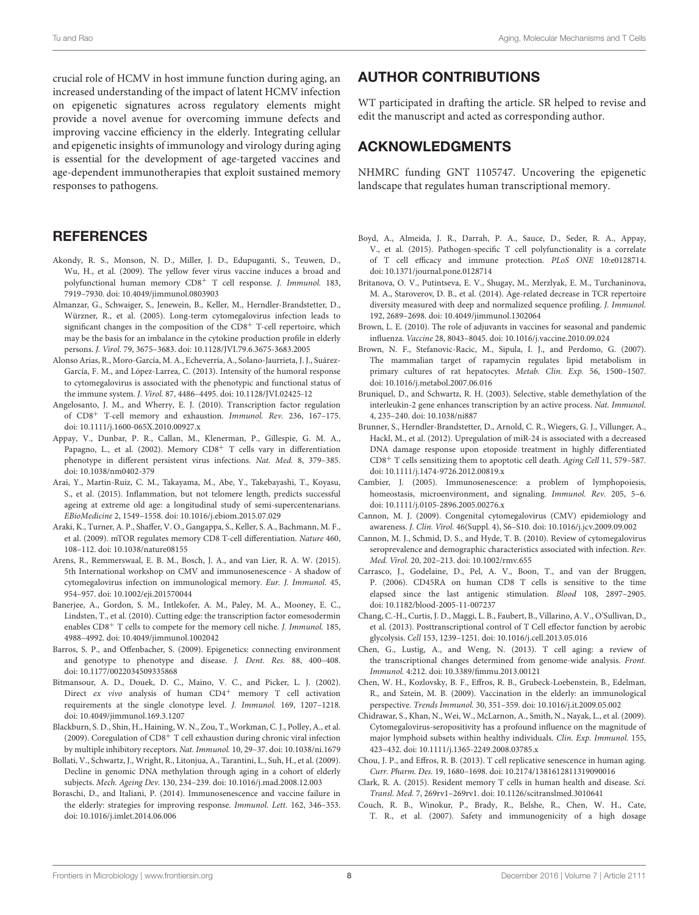crucial role of HCMV in host immune function during aging, an increased understanding of the impact of latent HCMV infection on epigenetic signatures across regulatory elements might provide a novel avenue for overcoming immune defects and improving vaccine efficiency in the elderly. Integrating cellular and epigenetic insights of immunology and virology during aging is essential for the development of age-targeted vaccines and age-dependent immunotherapies that exploit sustained memory responses to pathogens.

## AUTHOR CONTRIBUTIONS

WT participated in drafting the article. SR helped to revise and edit the manuscript and acted as corresponding author.

## ACKNOWLEDGMENTS

NHMRC funding GNT 1105747. Uncovering the epigenetic landscape that regulates human transcriptional memory.

## REFERENCES

Akondy, R. S., Monson, N. D., Miller, J. D., Edupuganti, S., Teuwen, D., Wu, H., et al. (2009). The yellow fever virus vaccine induces a broad and polyfunctional human memory CD8+ T cell response. *J. Immunol.* 183, 7919–7930. doi: 10.4049/jimmunol.0803903

Almanzar, G., Schwaiger, S., Jenewein, B., Keller, M., Herndler-Brandstetter, D., Würzner, R., et al. (2005). Long-term cytomegalovirus infection leads to significant changes in the composition of the CD8+ T-cell repertoire, which may be the basis for an imbalance in the cytokine production profile in elderly persons. *J. Virol.* 79, 3675–3683. doi: 10.1128/JVI.79.6.3675-3683.2005

Alonso Arias, R., Moro-García, M. A., Echeverría, A., Solano-Jaurrieta, J. J., Suárez-García, F. M., and López-Larrea, C. (2013). Intensity of the humoral response to cytomegalovirus is associated with the phenotypic and functional status of the immune system. *J. Virol.* 87, 4486–4495. doi: 10.1128/JVI.02425-12

Angelosanto, J. M., and Wherry, E. J. (2010). Transcription factor regulation of CD8+ T-cell memory and exhaustion. *Immunol. Rev.* 236, 167–175. doi: 10.1111/j.1600-065X.2010.00927.x

Appay, V., Dunbar, P. R., Callan, M., Klenerman, P., Gillespie, G. M. A., Papagno, L., et al. (2002). Memory CD8+ T cells vary in differentiation phenotype in different persistent virus infections. *Nat. Med.* 8, 379–385. doi: 10.1038/nm0402-379

Arai, Y., Martin-Ruiz, C. M., Takayama, M., Abe, Y., Takebayashi, T., Koyasu, S., et al. (2015). Inflammation, but not telomere length, predicts successful ageing at extreme old age: a longitudinal study of semi-supercentenarians. *EBioMedicine* 2, 1549–1558. doi: 10.1016/j.ebiom.2015.07.029

Araki, K., Turner, A. P., Shaffer, V. O., Gangappa, S., Keller, S. A., Bachmann, M. F., et al. (2009). mTOR regulates memory CD8 T-cell differentiation. *Nature* 460, 108–112. doi: 10.1038/nature08155

Arens, R., Remmerswaal, E. B. M., Bosch, J. A., and van Lier, R. A. W. (2015). 5th International workshop on CMV and immunosenescence - A shadow of cytomegalovirus infection on immunological memory. *Eur. J. Immunol.* 45, 954–957. doi: 10.1002/eji.201570044

Banerjee, A., Gordon, S. M., Intlekofer, A. M., Paley, M. A., Mooney, E. C., Lindsten, T., et al. (2010). Cutting edge: the transcription factor eomesodermin enables CD8+ T cells to compete for the memory cell niche. *J. Immunol.* 185, 4988–4992. doi: 10.4049/jimmunol.1002042

Barros, S. P., and Offenbacher, S. (2009). Epigenetics: connecting environment and genotype to phenotype and disease. *J. Dent. Res.* 88, 400–408. doi: 10.1177/0022034509335868

Bitmansour, A. D., Douek, D. C., Maino, V. C., and Picker, L. J. (2002). Direct *ex vivo* analysis of human CD4+ memory T cell activation requirements at the single clonotype level. *J. Immunol.* 169, 1207–1218. doi: 10.4049/jimmunol.169.3.1207

Blackburn, S. D., Shin, H., Haining, W. N., Zou, T., Workman, C. J., Polley, A., et al. (2009). Coregulation of CD8+ T cell exhaustion during chronic viral infection by multiple inhibitory receptors. *Nat. Immunol.* 10, 29–37. doi: 10.1038/ni.1679

Bollati, V., Schwartz, J., Wright, R., Litonjua, A., Tarantini, L., Suh, H., et al. (2009). Decline in genomic DNA methylation through aging in a cohort of elderly subjects. *Mech. Ageing Dev.* 130, 234–239. doi: 10.1016/j.mad.2008.12.003

Boraschi, D., and Italiani, P. (2014). Immunosenescence and vaccine failure in the elderly: strategies for improving response. *Immunol. Lett.* 162, 346–353. doi: 10.1016/j.imlet.2014.06.006

Boyd, A., Almeida, J. R., Darrah, P. A., Sauce, D., Seder, R. A., Appay, V., et al. (2015). Pathogen-specific T cell polyfunctionality is a correlate of T cell efficacy and immune protection. *PLoS ONE* 10:e0128714. doi: 10.1371/journal.pone.0128714

Britanova, O. V., Putintseva, E. V., Shugay, M., Merzlyak, E. M., Turchaninova, M. A., Staroverov, D. B., et al. (2014). Age-related decrease in TCR repertoire diversity measured with deep and normalized sequence profiling. *J. Immunol.* 192, 2689–2698. doi: 10.4049/jimmunol.1302064

Brown, L. E. (2010). The role of adjuvants in vaccines for seasonal and pandemic influenza. *Vaccine* 28, 8043–8045. doi: 10.1016/j.vaccine.2010.09.024

Brown, N. F., Stefanovic-Racic, M., Sipula, I. J., and Perdomo, G. (2007). The mammalian target of rapamycin regulates lipid metabolism in primary cultures of rat hepatocytes. *Metab. Clin. Exp.* 56, 1500–1507. doi: 10.1016/j.metabol.2007.06.016

Bruniquel, D., and Schwartz, R. H. (2003). Selective, stable demethylation of the interleukin-2 gene enhances transcription by an active process. *Nat. Immunol.* 4, 235–240. doi: 10.1038/ni887

Brunner, S., Herndler-Brandstetter, D., Arnold, C. R., Wiegers, G. J., Villunger, A., Hackl, M., et al. (2012). Upregulation of miR-24 is associated with a decreased DNA damage response upon etoposide treatment in highly differentiated CD8+ T cells sensitizing them to apoptotic cell death. *Aging Cell* 11, 579–587. doi: 10.1111/j.1474-9726.2012.00819.x

Cambier, J. (2005). Immunosenescence: a problem of lymphopoiesis, homeostasis, microenvironment, and signaling. *Immunol. Rev.* 205, 5–6. doi: 10.1111/j.0105-2896.2005.00276.x

Cannon, M. J. (2009). Congenital cytomegalovirus (CMV) epidemiology and awareness. *J. Clin. Virol.* 46(Suppl. 4), S6–S10. doi: 10.1016/j.jcv.2009.09.002

Cannon, M. J., Schmid, D. S., and Hyde, T. B. (2010). Review of cytomegalovirus seroprevalence and demographic characteristics associated with infection. *Rev. Med. Virol.* 20, 202–213. doi: 10.1002/rmv.655

Carrasco, J., Godelaine, D., Pel, A. V., Boon, T., and van der Bruggen, P. (2006). CD45RA on human CD8 T cells is sensitive to the time elapsed since the last antigenic stimulation. *Blood* 108, 2897–2905. doi: 10.1182/blood-2005-11-007237

Chang, C.-H., Curtis, J. D., Maggi, L. B., Faubert, B., Villarino, A. V., O'Sullivan, D., et al. (2013). Posttranscriptional control of T Cell effector function by aerobic glycolysis. *Cell* 153, 1239–1251. doi: 10.1016/j.cell.2013.05.016

Chen, G., Lustig, A., and Weng, N. (2013). T cell aging: a review of the transcriptional changes determined from genome-wide analysis. *Front. Immunol.* 4:212. doi: 10.3389/fimmu.2013.00121

Chen, W. H., Kozlovsky, B. F., Effros, R. B., Grubeck-Loebenstein, B., Edelman, R., and Sztein, M. B. (2009). Vaccination in the elderly: an immunological perspective. *Trends Immunol.* 30, 351–359. doi: 10.1016/j.it.2009.05.002

Chidrawar, S., Khan, N., Wei, W., McLarnon, A., Smith, N., Nayak, L., et al. (2009). Cytomegalovirus-seropositivity has a profound influence on the magnitude of major lymphoid subsets within healthy individuals. *Clin. Exp. Immunol.* 155, 423–432. doi: 10.1111/j.1365-2249.2008.03785.x

Chou, J. P., and Effros, R. B. (2013). T cell replicative senescence in human aging. *Curr. Pharm. Des.* 19, 1680–1698. doi: 10.2174/1381612811319090016

Clark, R. A. (2015). Resident memory T cells in human health and disease. *Sci. Transl. Med.* 7, 269rv1–269rv1. doi: 10.1126/scitranslmed.3010641

Couch, R. B., Winokur, P., Brady, R., Belshe, R., Chen, W. H., Cate, T. R., et al. (2007). Safety and immunogenicity of a high dosage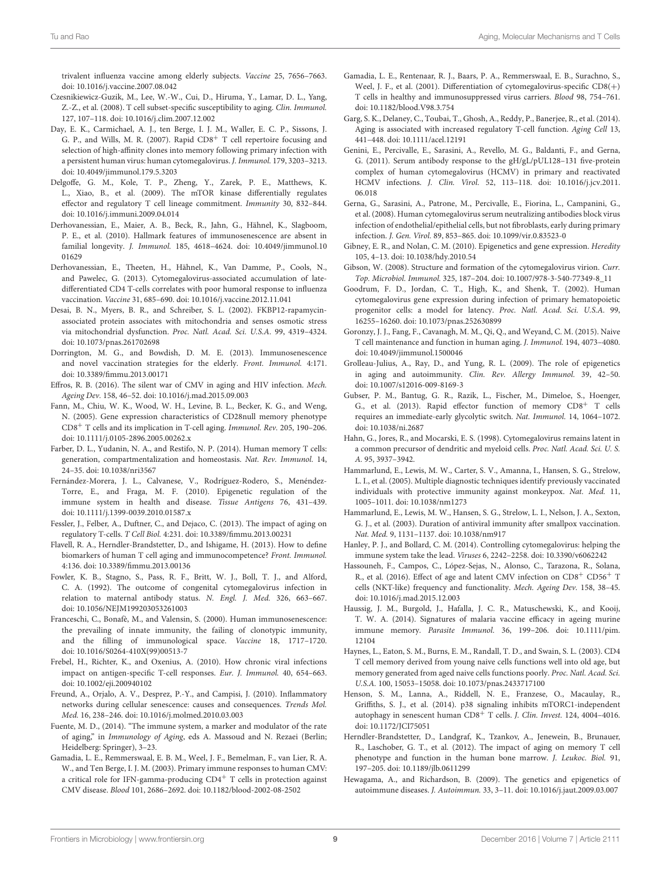trivalent influenza vaccine among elderly subjects. *Vaccine* 25, 7656–7663. doi: 10.1016/j.vaccine.2007.08.042

Czesnikiewicz-Guzik, M., Lee, W.-W., Cui, D., Hiruma, Y., Lamar, D. L., Yang, Z.-Z., et al. (2008). T cell subset-specific susceptibility to aging. *Clin. Immunol.* 127, 107–118. doi: 10.1016/j.clim.2007.12.002

Day, E. K., Carmichael, A. J., ten Berge, I. J. M., Waller, E. C. P., Sissons, J. G. P., and Wills, M. R. (2007). Rapid CD8$^+$ T cell repertoire focusing and selection of high-affinity clones into memory following primary infection with a persistent human virus: human cytomegalovirus. *J. Immunol.* 179, 3203–3213. doi: 10.4049/jimmunol.179.5.3203

Delgoffe, G. M., Kole, T. P., Zheng, Y., Zarek, P. E., Matthews, K. L., Xiao, B., et al. (2009). The mTOR kinase differentially regulates effector and regulatory T cell lineage commitment. *Immunity* 30, 832–844. doi: 10.1016/j.immuni.2009.04.014

Derhovanessian, E., Maier, A. B., Beck, R., Jahn, G., Hähnel, K., Slagboom, P. E., et al. (2010). Hallmark features of immunosenescence are absent in familial longevity. *J. Immunol.* 185, 4618–4624. doi: 10.4049/jimmunol.1001629

Derhovanessian, E., Theeten, H., Hähnel, K., Van Damme, P., Cools, N., and Pawelec, G. (2013). Cytomegalovirus-associated accumulation of late-differentiated CD4 T-cells correlates with poor humoral response to influenza vaccination. *Vaccine* 31, 685–690. doi: 10.1016/j.vaccine.2012.11.041

Desai, B. N., Myers, B. R., and Schreiber, S. L. (2002). FKBP12-rapamycin-associated protein associates with mitochondria and senses osmotic stress via mitochondrial dysfunction. *Proc. Natl. Acad. Sci. U.S.A.* 99, 4319–4324. doi: 10.1073/pnas.261702698

Dorrington, M. G., and Bowdish, D. M. E. (2013). Immunosenescence and novel vaccination strategies for the elderly. *Front. Immunol.* 4:171. doi: 10.3389/fimmu.2013.00171

Effros, R. B. (2016). The silent war of CMV in aging and HIV infection. *Mech. Ageing Dev.* 158, 46–52. doi: 10.1016/j.mad.2015.09.003

Fann, M., Chiu, W. K., Wood, W. H., Levine, B. L., Becker, K. G., and Weng, N. (2005). Gene expression characteristics of CD28null memory phenotype CD8$^+$ T cells and its implication in T-cell aging. *Immunol. Rev.* 205, 190–206. doi: 10.1111/j.0105-2896.2005.00262.x

Farber, D. L., Yudanin, N. A., and Restifo, N. P. (2014). Human memory T cells: generation, compartmentalization and homeostasis. *Nat. Rev. Immunol.* 14, 24–35. doi: 10.1038/nri3567

Fernández-Morera, J. L., Calvanese, V., Rodríguez-Rodero, S., Menéndez-Torre, E., and Fraga, M. F. (2010). Epigenetic regulation of the immune system in health and disease. *Tissue Antigens* 76, 431–439. doi: 10.1111/j.1399-0039.2010.01587.x

Fessler, J., Felber, A., Duftner, C., and Dejaco, C. (2013). The impact of aging on regulatory T-cells. *T Cell Biol.* 4:231. doi: 10.3389/fimmu.2013.00231

Flavell, R. A., Herndler-Brandstetter, D., and Ishigame, H. (2013). How to define biomarkers of human T cell aging and immunocompetence? *Front. Immunol.* 4:136. doi: 10.3389/fimmu.2013.00136

Fowler, K. B., Stagno, S., Pass, R. F., Britt, W. J., Boll, T. J., and Alford, C. A. (1992). The outcome of congenital cytomegalovirus infection in relation to maternal antibody status. *N. Engl. J. Med.* 326, 663–667. doi: 10.1056/NEJM199203053261003

Franceschi, C., Bonafè, M., and Valensin, S. (2000). Human immunosenescence: the prevailing of innate immunity, the failing of clonotypic immunity, and the filling of immunological space. *Vaccine* 18, 1717–1720. doi: 10.1016/S0264-410X(99)00513-7

Frebel, H., Richter, K., and Oxenius, A. (2010). How chronic viral infections impact on antigen-specific T-cell responses. *Eur. J. Immunol.* 40, 654–663. doi: 10.1002/eji.200940102

Freund, A., Orjalo, A. V., Desprez, P.-Y., and Campisi, J. (2010). Inflammatory networks during cellular senescence: causes and consequences. *Trends Mol. Med.* 16, 238–246. doi: 10.1016/j.molmed.2010.03.003

Fuente, M. D., (2014). "The immune system, a marker and modulator of the rate of aging," in *Immunology of Aging*, eds A. Massoud and N. Rezaei (Berlin; Heidelberg: Springer), 3–23.

Gamadia, L. E., Remmerswaal, E. B. M., Weel, J. F., Bemelman, F., van Lier, R. A. W., and Ten Berge, I. J. M. (2003). Primary immune responses to human CMV: a critical role for IFN-gamma-producing CD4$^+$ T cells in protection against CMV disease. *Blood* 101, 2686–2692. doi: 10.1182/blood-2002-08-2502

Gamadia, L. E., Rentenaar, R. J., Baars, P. A., Remmerswaal, E. B., Surachno, S., Weel, J. F., et al. (2001). Differentiation of cytomegalovirus-specific CD8(+) T cells in healthy and immunosuppressed virus carriers. *Blood* 98, 754–761. doi: 10.1182/blood.V98.3.754

Garg, S. K., Delaney, C., Toubai, T., Ghosh, A., Reddy, P., Banerjee, R., et al. (2014). Aging is associated with increased regulatory T-cell function. *Aging Cell* 13, 441–448. doi: 10.1111/acel.12191

Genini, E., Percivalle, E., Sarasini, A., Revello, M. G., Baldanti, F., and Gerna, G. (2011). Serum antibody response to the gH/gL/pUL128–131 five-protein complex of human cytomegalovirus (HCMV) in primary and reactivated HCMV infections. *J. Clin. Virol.* 52, 113–118. doi: 10.1016/j.jcv.2011.06.018

Gerna, G., Sarasini, A., Patrone, M., Percivalle, E., Fiorina, L., Campanini, G., et al. (2008). Human cytomegalovirus serum neutralizing antibodies block virus infection of endothelial/epithelial cells, but not fibroblasts, early during primary infection. *J. Gen. Virol.* 89, 853–865. doi: 10.1099/vir.0.83523-0

Gibney, E. R., and Nolan, C. M. (2010). Epigenetics and gene expression. *Heredity* 105, 4–13. doi: 10.1038/hdy.2010.54

Gibson, W. (2008). Structure and formation of the cytomegalovirus virion. *Curr. Top. Microbiol. Immunol.* 325, 187–204. doi: 10.1007/978-3-540-77349-8_11

Goodrum, F. D., Jordan, C. T., High, K., and Shenk, T. (2002). Human cytomegalovirus gene expression during infection of primary hematopoietic progenitor cells: a model for latency. *Proc. Natl. Acad. Sci. U.S.A.* 99, 16255–16260. doi: 10.1073/pnas.252630899

Goronzy, J. J., Fang, F., Cavanagh, M. M., Qi, Q., and Weyand, C. M. (2015). Naive T cell maintenance and function in human aging. *J. Immunol.* 194, 4073–4080. doi: 10.4049/jimmunol.1500046

Grolleau-Julius, A., Ray, D., and Yung, R. L. (2009). The role of epigenetics in aging and autoimmunity. *Clin. Rev. Allergy Immunol.* 39, 42–50. doi: 10.1007/s12016-009-8169-3

Gubser, P. M., Bantug, G. R., Razik, L., Fischer, M., Dimeloe, S., Hoenger, G., et al. (2013). Rapid effector function of memory CD8$^+$ T cells requires an immediate-early glycolytic switch. *Nat. Immunol.* 14, 1064–1072. doi: 10.1038/ni.2687

Hahn, G., Jores, R., and Mocarski, E. S. (1998). Cytomegalovirus remains latent in a common precursor of dendritic and myeloid cells. *Proc. Natl. Acad. Sci. U. S. A.* 95, 3937–3942.

Hammarlund, E., Lewis, M. W., Carter, S. V., Amanna, I., Hansen, S. G., Strelow, L. I., et al. (2005). Multiple diagnostic techniques identify previously vaccinated individuals with protective immunity against monkeypox. *Nat. Med.* 11, 1005–1011. doi: 10.1038/nm1273

Hammarlund, E., Lewis, M. W., Hansen, S. G., Strelow, L. I., Nelson, J. A., Sexton, G. J., et al. (2003). Duration of antiviral immunity after smallpox vaccination. *Nat. Med.* 9, 1131–1137. doi: 10.1038/nm917

Hanley, P. J., and Bollard, C. M. (2014). Controlling cytomegalovirus: helping the immune system take the lead. *Viruses* 6, 2242–2258. doi: 10.3390/v6062242

Hassouneh, F., Campos, C., López-Sejas, N., Alonso, C., Tarazona, R., Solana, R., et al. (2016). Effect of age and latent CMV infection on CD8$^+$ CD56$^+$ T cells (NKT-like) frequency and functionality. *Mech. Ageing Dev.* 158, 38–45. doi: 10.1016/j.mad.2015.12.003

Haussig, J. M., Burgold, J., Hafalla, J. C. R., Matuschewski, K., and Kooij, T. W. A. (2014). Signatures of malaria vaccine efficacy in ageing murine immune memory. *Parasite Immunol.* 36, 199–206. doi: 10.1111/pim.12104

Haynes, L., Eaton, S. M., Burns, E. M., Randall, T. D., and Swain, S. L. (2003). CD4 T cell memory derived from young naive cells functions well into old age, but memory generated from aged naive cells functions poorly. *Proc. Natl. Acad. Sci. U.S.A.* 100, 15053–15058. doi: 10.1073/pnas.2433717100

Henson, S. M., Lanna, A., Riddell, N. E., Franzese, O., Macaulay, R., Griffiths, S. J., et al. (2014). p38 signaling inhibits mTORC1-independent autophagy in senescent human CD8$^+$ T cells. *J. Clin. Invest.* 124, 4004–4016. doi: 10.1172/JCI75051

Herndler-Brandstetter, D., Landgraf, K., Tzankov, A., Jenewein, B., Brunauer, R., Laschober, G. T., et al. (2012). The impact of aging on memory T cell phenotype and function in the human bone marrow. *J. Leukoc. Biol.* 91, 197–205. doi: 10.1189/jlb.0611299

Hewagama, A., and Richardson, B. (2009). The genetics and epigenetics of autoimmune diseases. *J. Autoimmun.* 33, 3–11. doi: 10.1016/j.jaut.2009.03.007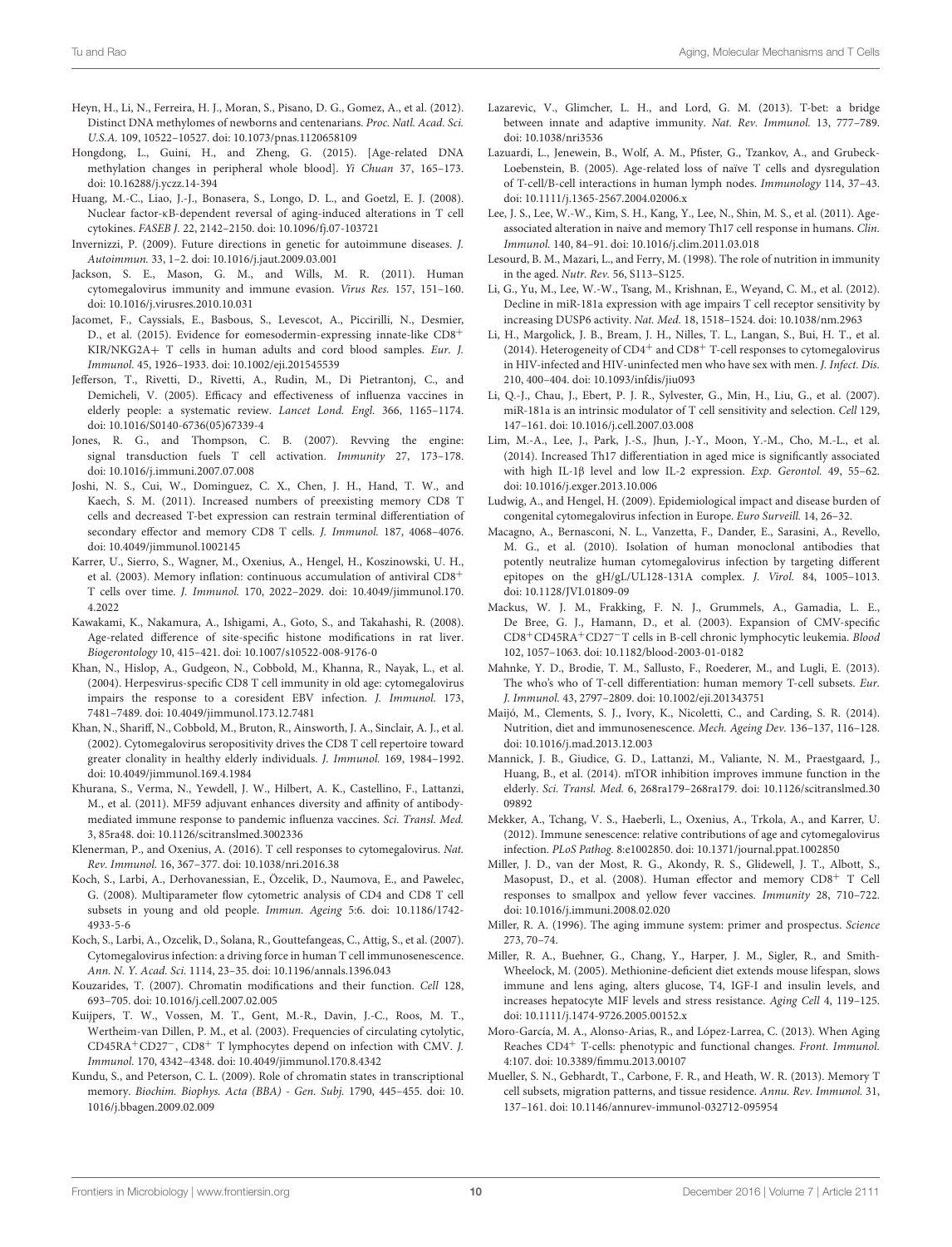Heyn, H., Li, N., Ferreira, H. J., Moran, S., Pisano, D. G., Gomez, A., et al. (2012). Distinct DNA methylomes of newborns and centenarians. *Proc. Natl. Acad. Sci. U.S.A.* 109, 10522–10527. doi: 10.1073/pnas.1120658109

Hongdong, L., Guini, H., and Zheng, G. (2015). [Age-related DNA methylation changes in peripheral whole blood]. *Yi Chuan* 37, 165–173. doi: 10.16288/j.yczz.14-394

Huang, M.-C., Liao, J.-J., Bonasera, S., Longo, D. L., and Goetzl, E. J. (2008). Nuclear factor-κB-dependent reversal of aging-induced alterations in T cell cytokines. *FASEB J.* 22, 2142–2150. doi: 10.1096/fj.07-103721

Invernizzi, P. (2009). Future directions in genetic for autoimmune diseases. *J. Autoimmun.* 33, 1–2. doi: 10.1016/j.jaut.2009.03.001

Jackson, S. E., Mason, G. M., and Wills, M. R. (2011). Human cytomegalovirus immunity and immune evasion. *Virus Res.* 157, 151–160. doi: 10.1016/j.virusres.2010.10.031

Jacomet, F., Cayssials, E., Basbous, S., Levescot, A., Piccirilli, N., Desmier, D., et al. (2015). Evidence for eomesodermin-expressing innate-like CD8+ KIR/NKG2A+ T cells in human adults and cord blood samples. *Eur. J. Immunol.* 45, 1926–1933. doi: 10.1002/eji.201545539

Jefferson, T., Rivetti, D., Rivetti, A., Rudin, M., Di Pietrantonj, C., and Demicheli, V. (2005). Efficacy and effectiveness of influenza vaccines in elderly people: a systematic review. *Lancet Lond. Engl.* 366, 1165–1174. doi: 10.1016/S0140-6736(05)67339-4

Jones, R. G., and Thompson, C. B. (2007). Revving the engine: signal transduction fuels T cell activation. *Immunity* 27, 173–178. doi: 10.1016/j.immuni.2007.07.008

Joshi, N. S., Cui, W., Dominguez, C. X., Chen, J. H., Hand, T. W., and Kaech, S. M. (2011). Increased numbers of preexisting memory CD8 T cells and decreased T-bet expression can restrain terminal differentiation of secondary effector and memory CD8 T cells. *J. Immunol.* 187, 4068–4076. doi: 10.4049/jimmunol.1002145

Karrer, U., Sierro, S., Wagner, M., Oxenius, A., Hengel, H., Koszinowski, U. H., et al. (2003). Memory inflation: continuous accumulation of antiviral CD8+ T cells over time. *J. Immunol.* 170, 2022–2029. doi: 10.4049/jimmunol.170.4.2022

Kawakami, K., Nakamura, A., Ishigami, A., Goto, S., and Takahashi, R. (2008). Age-related difference of site-specific histone modifications in rat liver. *Biogerontology* 10, 415–421. doi: 10.1007/s10522-008-9176-0

Khan, N., Hislop, A., Gudgeon, N., Cobbold, M., Khanna, R., Nayak, L., et al. (2004). Herpesvirus-specific CD8 T cell immunity in old age: cytomegalovirus impairs the response to a coresident EBV infection. *J. Immunol.* 173, 7481–7489. doi: 10.4049/jimmunol.173.12.7481

Khan, N., Shariff, N., Cobbold, M., Bruton, R., Ainsworth, J. A., Sinclair, A. J., et al. (2002). Cytomegalovirus seropositivity drives the CD8 T cell repertoire toward greater clonality in healthy elderly individuals. *J. Immunol.* 169, 1984–1992. doi: 10.4049/jimmunol.169.4.1984

Khurana, S., Verma, N., Yewdell, J. W., Hilbert, A. K., Castellino, F., Lattanzi, M., et al. (2011). MF59 adjuvant enhances diversity and affinity of antibody-mediated immune response to pandemic influenza vaccines. *Sci. Transl. Med.* 3, 85ra48. doi: 10.1126/scitranslmed.3002336

Klenerman, P., and Oxenius, A. (2016). T cell responses to cytomegalovirus. *Nat. Rev. Immunol.* 16, 367–377. doi: 10.1038/nri.2016.38

Koch, S., Larbi, A., Derhovanessian, E., Özcelik, D., Naumova, E., and Pawelec, G. (2008). Multiparameter flow cytometric analysis of CD4 and CD8 T cell subsets in young and old people. *Immun. Ageing* 5:6. doi: 10.1186/1742-4933-5-6

Koch, S., Larbi, A., Ozcelik, D., Solana, R., Gouttefangeas, C., Attig, S., et al. (2007). Cytomegalovirus infection: a driving force in human T cell immunosenescence. *Ann. N. Y. Acad. Sci.* 1114, 23–35. doi: 10.1196/annals.1396.043

Kouzarides, T. (2007). Chromatin modifications and their function. *Cell* 128, 693–705. doi: 10.1016/j.cell.2007.02.005

Kuijpers, T. W., Vossen, M. T., Gent, M.-R., Davin, J.-C., Roos, M. T., Wertheim-van Dillen, P. M., et al. (2003). Frequencies of circulating cytolytic, CD45RA+CD27−, CD8+ T lymphocytes depend on infection with CMV. *J. Immunol.* 170, 4342–4348. doi: 10.4049/jimmunol.170.8.4342

Kundu, S., and Peterson, C. L. (2009). Role of chromatin states in transcriptional memory. *Biochim. Biophys. Acta (BBA) - Gen. Subj.* 1790, 445–455. doi: 10.1016/j.bbagen.2009.02.009

Lazarevic, V., Glimcher, L. H., and Lord, G. M. (2013). T-bet: a bridge between innate and adaptive immunity. *Nat. Rev. Immunol.* 13, 777–789. doi: 10.1038/nri3536

Lazuardi, L., Jenewein, B., Wolf, A. M., Pfister, G., Tzankov, A., and Grubeck-Loebenstein, B. (2005). Age-related loss of naïve T cells and dysregulation of T-cell/B-cell interactions in human lymph nodes. *Immunology* 114, 37–43. doi: 10.1111/j.1365-2567.2004.02006.x

Lee, J. S., Lee, W.-W., Kim, S. H., Kang, Y., Lee, N., Shin, M. S., et al. (2011). Age-associated alteration in naive and memory Th17 cell response in humans. *Clin. Immunol.* 140, 84–91. doi: 10.1016/j.clim.2011.03.018

Lesourd, B. M., Mazari, L., and Ferry, M. (1998). The role of nutrition in immunity in the aged. *Nutr. Rev.* 56, S113–S125.

Li, G., Yu, M., Lee, W.-W., Tsang, M., Krishnan, E., Weyand, C. M., et al. (2012). Decline in miR-181a expression with age impairs T cell receptor sensitivity by increasing DUSP6 activity. *Nat. Med.* 18, 1518–1524. doi: 10.1038/nm.2963

Li, H., Margolick, J. B., Bream, J. H., Nilles, T. L., Langan, S., Bui, H. T., et al. (2014). Heterogeneity of CD4+ and CD8+ T-cell responses to cytomegalovirus in HIV-infected and HIV-uninfected men who have sex with men. *J. Infect. Dis.* 210, 400–404. doi: 10.1093/infdis/jiu093

Li, Q.-J., Chau, J., Ebert, P. J. R., Sylvester, G., Min, H., Liu, G., et al. (2007). miR-181a is an intrinsic modulator of T cell sensitivity and selection. *Cell* 129, 147–161. doi: 10.1016/j.cell.2007.03.008

Lim, M.-A., Lee, J., Park, J.-S., Jhun, J.-Y., Moon, Y.-M., Cho, M.-L., et al. (2014). Increased Th17 differentiation in aged mice is significantly associated with high IL-1β level and low IL-2 expression. *Exp. Gerontol.* 49, 55–62. doi: 10.1016/j.exger.2013.10.006

Ludwig, A., and Hengel, H. (2009). Epidemiological impact and disease burden of congenital cytomegalovirus infection in Europe. *Euro Surveill.* 14, 26–32.

Macagno, A., Bernasconi, N. L., Vanzetta, F., Dander, E., Sarasini, A., Revello, M. G., et al. (2010). Isolation of human monoclonal antibodies that potently neutralize human cytomegalovirus infection by targeting different epitopes on the gH/gL/UL128-131A complex. *J. Virol.* 84, 1005–1013. doi: 10.1128/JVI.01809-09

Mackus, W. J. M., Frakking, F. N. J., Grummels, A., Gamadia, L. E., De Bree, G. J., Hamann, D., et al. (2003). Expansion of CMV-specific CD8+CD45RA+CD27− T cells in B-cell chronic lymphocytic leukemia. *Blood* 102, 1057–1063. doi: 10.1182/blood-2003-01-0182

Mahnke, Y. D., Brodie, T. M., Sallusto, F., Roederer, M., and Lugli, E. (2013). The who's who of T-cell differentiation: human memory T-cell subsets. *Eur. J. Immunol.* 43, 2797–2809. doi: 10.1002/eji.201343751

Maijó, M., Clements, S. J., Ivory, K., Nicoletti, C., and Carding, S. R. (2014). Nutrition, diet and immunosenescence. *Mech. Ageing Dev.* 136–137, 116–128. doi: 10.1016/j.mad.2013.12.003

Mannick, J. B., Giudice, G. D., Lattanzi, M., Valiante, N. M., Praestgaard, J., Huang, B., et al. (2014). mTOR inhibition improves immune function in the elderly. *Sci. Transl. Med.* 6, 268ra179–268ra179. doi: 10.1126/scitranslmed.3009892

Mekker, A., Tchang, V. S., Haeberli, L., Oxenius, A., Trkola, A., and Karrer, U. (2012). Immune senescence: relative contributions of age and cytomegalovirus infection. *PLoS Pathog.* 8:e1002850. doi: 10.1371/journal.ppat.1002850

Miller, J. D., van der Most, R. G., Akondy, R. S., Glidewell, J. T., Albott, S., Masopust, D., et al. (2008). Human effector and memory CD8+ T Cell responses to smallpox and yellow fever vaccines. *Immunity* 28, 710–722. doi: 10.1016/j.immuni.2008.02.020

Miller, R. A. (1996). The aging immune system: primer and prospectus. *Science* 273, 70–74.

Miller, R. A., Buehner, G., Chang, Y., Harper, J. M., Sigler, R., and Smith-Wheelock, M. (2005). Methionine-deficient diet extends mouse lifespan, slows immune and lens aging, alters glucose, T4, IGF-I and insulin levels, and increases hepatocyte MIF levels and stress resistance. *Aging Cell* 4, 119–125. doi: 10.1111/j.1474-9726.2005.00152.x

Moro-García, M. A., Alonso-Arias, R., and López-Larrea, C. (2013). When Aging Reaches CD4+ T-cells: phenotypic and functional changes. *Front. Immunol.* 4:107. doi: 10.3389/fimmu.2013.00107

Mueller, S. N., Gebhardt, T., Carbone, F. R., and Heath, W. R. (2013). Memory T cell subsets, migration patterns, and tissue residence. *Annu. Rev. Immunol.* 31, 137–161. doi: 10.1146/annurev-immunol-032712-095954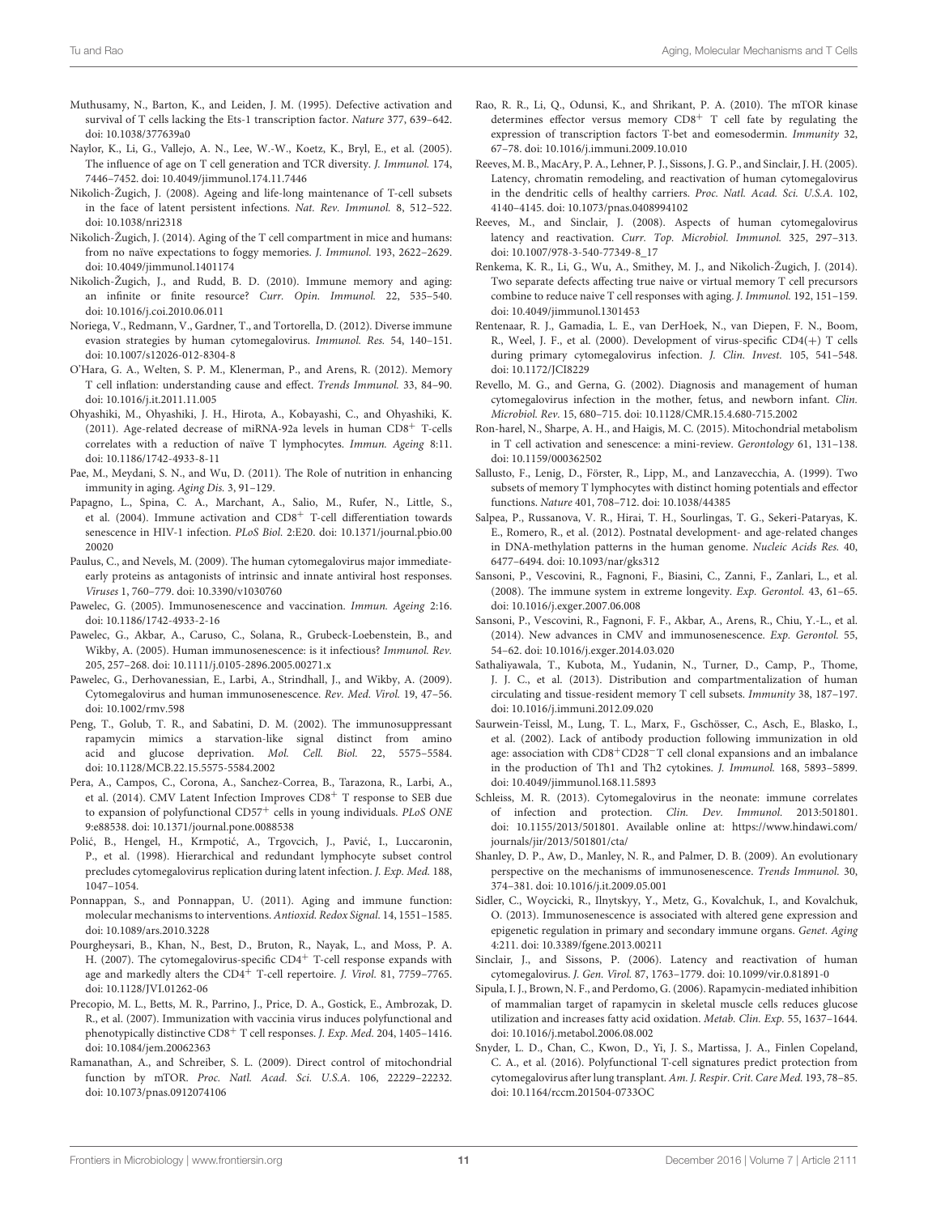Muthusamy, N., Barton, K., and Leiden, J. M. (1995). Defective activation and survival of T cells lacking the Ets-1 transcription factor. *Nature* 377, 639–642. doi: 10.1038/377639a0

Naylor, K., Li, G., Vallejo, A. N., Lee, W.-W., Koetz, K., Bryl, E., et al. (2005). The influence of age on T cell generation and TCR diversity. *J. Immunol.* 174, 7446–7452. doi: 10.4049/jimmunol.174.11.7446

Nikolich-Žugich, J. (2008). Ageing and life-long maintenance of T-cell subsets in the face of latent persistent infections. *Nat. Rev. Immunol.* 8, 512–522. doi: 10.1038/nri2318

Nikolich-Žugich, J. (2014). Aging of the T cell compartment in mice and humans: from no naïve expectations to foggy memories. *J. Immunol.* 193, 2622–2629. doi: 10.4049/jimmunol.1401174

Nikolich-Žugich, J., and Rudd, B. D. (2010). Immune memory and aging: an infinite or finite resource? *Curr. Opin. Immunol.* 22, 535–540. doi: 10.1016/j.coi.2010.06.011

Noriega, V., Redmann, V., Gardner, T., and Tortorella, D. (2012). Diverse immune evasion strategies by human cytomegalovirus. *Immunol. Res.* 54, 140–151. doi: 10.1007/s12026-012-8304-8

O'Hara, G. A., Welten, S. P. M., Klenerman, P., and Arens, R. (2012). Memory T cell inflation: understanding cause and effect. *Trends Immunol.* 33, 84–90. doi: 10.1016/j.it.2011.11.005

Ohyashiki, M., Ohyashiki, J. H., Hirota, A., Kobayashi, C., and Ohyashiki, K. (2011). Age-related decrease of miRNA-92a levels in human CD8$^{+}$ T-cells correlates with a reduction of naïve T lymphocytes. *Immun. Ageing* 8:11. doi: 10.1186/1742-4933-8-11

Pae, M., Meydani, S. N., and Wu, D. (2011). The Role of nutrition in enhancing immunity in aging. *Aging Dis.* 3, 91–129.

Papagno, L., Spina, C. A., Marchant, A., Salio, M., Rufer, N., Little, S., et al. (2004). Immune activation and CD8$^{+}$ T-cell differentiation towards senescence in HIV-1 infection. *PLoS Biol.* 2:E20. doi: 10.1371/journal.pbio.0020020

Paulus, C., and Nevels, M. (2009). The human cytomegalovirus major immediate-early proteins as antagonists of intrinsic and innate antiviral host responses. *Viruses* 1, 760–779. doi: 10.3390/v1030760

Pawelec, G. (2005). Immunosenescence and vaccination. *Immun. Ageing* 2:16. doi: 10.1186/1742-4933-2-16

Pawelec, G., Akbar, A., Caruso, C., Solana, R., Grubeck-Loebenstein, B., and Wikby, A. (2005). Human immunosenescence: is it infectious? *Immunol. Rev.* 205, 257–268. doi: 10.1111/j.0105-2896.2005.00271.x

Pawelec, G., Derhovanessian, E., Larbi, A., Strindhall, J., and Wikby, A. (2009). Cytomegalovirus and human immunosenescence. *Rev. Med. Virol.* 19, 47–56. doi: 10.1002/rmv.598

Peng, T., Golub, T. R., and Sabatini, D. M. (2002). The immunosuppressant rapamycin mimics a starvation-like signal distinct from amino acid and glucose deprivation. *Mol. Cell. Biol.* 22, 5575–5584. doi: 10.1128/MCB.22.15.5575-5584.2002

Pera, A., Campos, C., Corona, A., Sanchez-Correa, B., Tarazona, R., Larbi, A., et al. (2014). CMV Latent Infection Improves CD8$^{+}$ T response to SEB due to expansion of polyfunctional CD57$^{+}$ cells in young individuals. *PLoS ONE* 9:e88538. doi: 10.1371/journal.pone.0088538

Polić, B., Hengel, H., Krmpotić, A., Trgovcich, J., Pavić, I., Luccaronin, P., et al. (1998). Hierarchical and redundant lymphocyte subset control precludes cytomegalovirus replication during latent infection. *J. Exp. Med.* 188, 1047–1054.

Ponnappan, S., and Ponnappan, U. (2011). Aging and immune function: molecular mechanisms to interventions. *Antioxid. Redox Signal.* 14, 1551–1585. doi: 10.1089/ars.2010.3228

Pourgheysari, B., Khan, N., Best, D., Bruton, R., Nayak, L., and Moss, P. A. H. (2007). The cytomegalovirus-specific CD4$^{+}$ T-cell response expands with age and markedly alters the CD4$^{+}$ T-cell repertoire. *J. Virol.* 81, 7759–7765. doi: 10.1128/JVI.01262-06

Precopio, M. L., Betts, M. R., Parrino, J., Price, D. A., Gostick, E., Ambrozak, D. R., et al. (2007). Immunization with vaccinia virus induces polyfunctional and phenotypically distinctive CD8$^{+}$ T cell responses. *J. Exp. Med.* 204, 1405–1416. doi: 10.1084/jem.20062363

Ramanathan, A., and Schreiber, S. L. (2009). Direct control of mitochondrial function by mTOR. *Proc. Natl. Acad. Sci. U.S.A.* 106, 22229–22232. doi: 10.1073/pnas.0912074106

Rao, R. R., Li, Q., Odunsi, K., and Shrikant, P. A. (2010). The mTOR kinase determines effector versus memory CD8$^{+}$ T cell fate by regulating the expression of transcription factors T-bet and eomesodermin. *Immunity* 32, 67–78. doi: 10.1016/j.immuni.2009.10.010

Reeves, M. B., MacAry, P. A., Lehner, P. J., Sissons, J. G. P., and Sinclair, J. H. (2005). Latency, chromatin remodeling, and reactivation of human cytomegalovirus in the dendritic cells of healthy carriers. *Proc. Natl. Acad. Sci. U.S.A.* 102, 4140–4145. doi: 10.1073/pnas.0408994102

Reeves, M., and Sinclair, J. (2008). Aspects of human cytomegalovirus latency and reactivation. *Curr. Top. Microbiol. Immunol.* 325, 297–313. doi: 10.1007/978-3-540-77349-8_17

Renkema, K. R., Li, G., Wu, A., Smithey, M. J., and Nikolich-Žugich, J. (2014). Two separate defects affecting true naive or virtual memory T cell precursors combine to reduce naive T cell responses with aging. *J. Immunol.* 192, 151–159. doi: 10.4049/jimmunol.1301453

Rentenaar, R. J., Gamadia, L. E., van DerHoek, N., van Diepen, F. N., Boom, R., Weel, J. F., et al. (2000). Development of virus-specific CD4(+) T cells during primary cytomegalovirus infection. *J. Clin. Invest.* 105, 541–548. doi: 10.1172/JCI8229

Revello, M. G., and Gerna, G. (2002). Diagnosis and management of human cytomegalovirus infection in the mother, fetus, and newborn infant. *Clin. Microbiol. Rev.* 15, 680–715. doi: 10.1128/CMR.15.4.680-715.2002

Ron-harel, N., Sharpe, A. H., and Haigis, M. C. (2015). Mitochondrial metabolism in T cell activation and senescence: a mini-review. *Gerontology* 61, 131–138. doi: 10.1159/000362502

Sallusto, F., Lenig, D., Förster, R., Lipp, M., and Lanzavecchia, A. (1999). Two subsets of memory T lymphocytes with distinct homing potentials and effector functions. *Nature* 401, 708–712. doi: 10.1038/44385

Salpea, P., Russanova, V. R., Hirai, T. H., Sourlingas, T. G., Sekeri-Pataryas, K. E., Romero, R., et al. (2012). Postnatal development- and age-related changes in DNA-methylation patterns in the human genome. *Nucleic Acids Res.* 40, 6477–6494. doi: 10.1093/nar/gks312

Sansoni, P., Vescovini, R., Fagnoni, F., Biasini, C., Zanni, F., Zanlari, L., et al. (2008). The immune system in extreme longevity. *Exp. Gerontol.* 43, 61–65. doi: 10.1016/j.exger.2007.06.008

Sansoni, P., Vescovini, R., Fagnoni, F. F., Akbar, A., Arens, R., Chiu, Y.-L., et al. (2014). New advances in CMV and immunosenescence. *Exp. Gerontol.* 55, 54–62. doi: 10.1016/j.exger.2014.03.020

Sathaliyawala, T., Kubota, M., Yudanin, N., Turner, D., Camp, P., Thome, J. J. C., et al. (2013). Distribution and compartmentalization of human circulating and tissue-resident memory T cell subsets. *Immunity* 38, 187–197. doi: 10.1016/j.immuni.2012.09.020

Saurwein-Teissl, M., Lung, T. L., Marx, F., Gschösser, C., Asch, E., Blasko, I., et al. (2002). Lack of antibody production following immunization in old age: association with CD8$^{+}$CD28$^{-}$T cell clonal expansions and an imbalance in the production of Th1 and Th2 cytokines. *J. Immunol.* 168, 5893–5899. doi: 10.4049/jimmunol.168.11.5893

Schleiss, M. R. (2013). Cytomegalovirus in the neonate: immune correlates of infection and protection. *Clin. Dev. Immunol.* 2013:501801. doi: 10.1155/2013/501801. Available online at: https://www.hindawi.com/journals/jir/2013/501801/cta/

Shanley, D. P., Aw, D., Manley, N. R., and Palmer, D. B. (2009). An evolutionary perspective on the mechanisms of immunosenescence. *Trends Immunol.* 30, 374–381. doi: 10.1016/j.it.2009.05.001

Sidler, C., Woycicki, R., Ilnytskyy, Y., Metz, G., Kovalchuk, I., and Kovalchuk, O. (2013). Immunosenescence is associated with altered gene expression and epigenetic regulation in primary and secondary immune organs. *Genet. Aging* 4:211. doi: 10.3389/fgene.2013.00211

Sinclair, J., and Sissons, P. (2006). Latency and reactivation of human cytomegalovirus. *J. Gen. Virol.* 87, 1763–1779. doi: 10.1099/vir.0.81891-0

Sipula, I. J., Brown, N. F., and Perdomo, G. (2006). Rapamycin-mediated inhibition of mammalian target of rapamycin in skeletal muscle cells reduces glucose utilization and increases fatty acid oxidation. *Metab. Clin. Exp.* 55, 1637–1644. doi: 10.1016/j.metabol.2006.08.002

Snyder, L. D., Chan, C., Kwon, D., Yi, J. S., Martissa, J. A., Finlen Copeland, C. A., et al. (2016). Polyfunctional T-cell signatures predict protection from cytomegalovirus after lung transplant. *Am. J. Respir. Crit. Care Med.* 193, 78–85. doi: 10.1164/rccm.201504-0733OC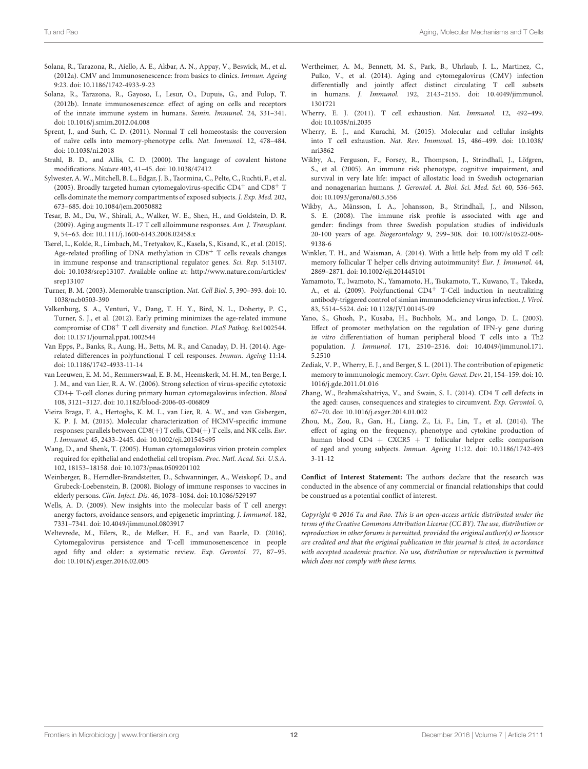Solana, R., Tarazona, R., Aiello, A. E., Akbar, A. N., Appay, V., Beswick, M., et al. (2012a). CMV and Immunosenescence: from basics to clinics. *Immun. Ageing* 9:23. doi: 10.1186/1742-4933-9-23

Solana, R., Tarazona, R., Gayoso, I., Lesur, O., Dupuis, G., and Fulop, T. (2012b). Innate immunosenescence: effect of aging on cells and receptors of the innate immune system in humans. *Semin. Immunol.* 24, 331–341. doi: 10.1016/j.smim.2012.04.008

Sprent, J., and Surh, C. D. (2011). Normal T cell homeostasis: the conversion of naïve cells into memory-phenotype cells. *Nat. Immunol.* 12, 478–484. doi: 10.1038/ni.2018

Strahl, B. D., and Allis, C. D. (2000). The language of covalent histone modifications. *Nature* 403, 41–45. doi: 10.1038/47412

Sylwester, A. W., Mitchell, B. L., Edgar, J. B., Taormina, C., Pelte, C., Ruchti, F., et al. (2005). Broadly targeted human cytomegalovirus-specific CD4+ and CD8+ T cells dominate the memory compartments of exposed subjects. *J. Exp. Med.* 202, 673–685. doi: 10.1084/jem.20050882

Tesar, B. M., Du, W., Shirali, A., Walker, W. E., Shen, H., and Goldstein, D. R. (2009). Aging augments IL-17 T cell alloimmune responses. *Am. J. Transplant.* 9, 54–63. doi: 10.1111/j.1600-6143.2008.02458.x

Tserel, L., Kolde, R., Limbach, M., Tretyakov, K., Kasela, S., Kisand, K., et al. (2015). Age-related profiling of DNA methylation in CD8+ T cells reveals changes in immune response and transcriptional regulator genes. *Sci. Rep.* 5:13107. doi: 10.1038/srep13107. Available online at: http://www.nature.com/articles/srep13107

Turner, B. M. (2003). Memorable transcription. *Nat. Cell Biol.* 5, 390–393. doi: 10.1038/ncb0503-390

Valkenburg, S. A., Venturi, V., Dang, T. H. Y., Bird, N. L., Doherty, P. C., Turner, S. J., et al. (2012). Early priming minimizes the age-related immune compromise of CD8+ T cell diversity and function. *PLoS Pathog.* 8:e1002544. doi: 10.1371/journal.ppat.1002544

Van Epps, P., Banks, R., Aung, H., Betts, M. R., and Canaday, D. H. (2014). Age-related differences in polyfunctional T cell responses. *Immun. Ageing* 11:14. doi: 10.1186/1742-4933-11-14

van Leeuwen, E. M. M., Remmerswaal, E. B. M., Heemskerk, M. H. M., ten Berge, I. J. M., and van Lier, R. A. W. (2006). Strong selection of virus-specific cytotoxic CD4+ T-cell clones during primary human cytomegalovirus infection. *Blood* 108, 3121–3127. doi: 10.1182/blood-2006-03-006809

Vieira Braga, F. A., Hertoghs, K. M. L., van Lier, R. A. W., and van Gisbergen, K. P. J. M. (2015). Molecular characterization of HCMV-specific immune responses: parallels between CD8(+) T cells, CD4(+) T cells, and NK cells. *Eur. J. Immunol.* 45, 2433–2445. doi: 10.1002/eji.201545495

Wang, D., and Shenk, T. (2005). Human cytomegalovirus virion protein complex required for epithelial and endothelial cell tropism. *Proc. Natl. Acad. Sci. U.S.A.* 102, 18153–18158. doi: 10.1073/pnas.0509201102

Weinberger, B., Herndler-Brandstetter, D., Schwanninger, A., Weiskopf, D., and Grubeck-Loebenstein, B. (2008). Biology of immune responses to vaccines in elderly persons. *Clin. Infect. Dis.* 46, 1078–1084. doi: 10.1086/529197

Wells, A. D. (2009). New insights into the molecular basis of T cell anergy: anergy factors, avoidance sensors, and epigenetic imprinting. *J. Immunol.* 182, 7331–7341. doi: 10.4049/jimmunol.0803917

Weltevrede, M., Eilers, R., de Melker, H. E., and van Baarle, D. (2016). Cytomegalovirus persistence and T-cell immunosenescence in people aged fifty and older: a systematic review. *Exp. Gerontol.* 77, 87–95. doi: 10.1016/j.exger.2016.02.005

Wertheimer, A. M., Bennett, M. S., Park, B., Uhrlaub, J. L., Martinez, C., Pulko, V., et al. (2014). Aging and cytomegalovirus (CMV) infection differentially and jointly affect distinct circulating T cell subsets in humans. *J. Immunol.* 192, 2143–2155. doi: 10.4049/jimmunol.1301721

Wherry, E. J. (2011). T cell exhaustion. *Nat. Immunol.* 12, 492–499. doi: 10.1038/ni.2035

Wherry, E. J., and Kurachi, M. (2015). Molecular and cellular insights into T cell exhaustion. *Nat. Rev. Immunol.* 15, 486–499. doi: 10.1038/nri3862

Wikby, A., Ferguson, F., Forsey, R., Thompson, J., Strindhall, J., Löfgren, S., et al. (2005). An immune risk phenotype, cognitive impairment, and survival in very late life: impact of allostatic load in Swedish octogenarian and nonagenarian humans. *J. Gerontol. A. Biol. Sci. Med. Sci.* 60, 556–565. doi: 10.1093/gerona/60.5.556

Wikby, A., Månsson, I. A., Johansson, B., Strindhall, J., and Nilsson, S. E. (2008). The immune risk profile is associated with age and gender: findings from three Swedish population studies of individuals 20-100 years of age. *Biogerontology* 9, 299–308. doi: 10.1007/s10522-008-9138-6

Winkler, T. H., and Waisman, A. (2014). With a little help from my old T cell: memory follicular T helper cells driving autoimmunity? *Eur. J. Immunol.* 44, 2869–2871. doi: 10.1002/eji.201445101

Yamamoto, T., Iwamoto, N., Yamamoto, H., Tsukamoto, T., Kuwano, T., Takeda, A., et al. (2009). Polyfunctional CD4+ T-Cell induction in neutralizing antibody-triggered control of simian immunodeficiency virus infection. *J. Virol.* 83, 5514–5524. doi: 10.1128/JVI.00145-09

Yano, S., Ghosh, P., Kusaba, H., Buchholz, M., and Longo, D. L. (2003). Effect of promoter methylation on the regulation of IFN-γ gene during *in vitro* differentiation of human peripheral blood T cells into a Th2 population. *J. Immunol.* 171, 2510–2516. doi: 10.4049/jimmunol.171.5.2510

Zediak, V. P., Wherry, E. J., and Berger, S. L. (2011). The contribution of epigenetic memory to immunologic memory. *Curr. Opin. Genet. Dev.* 21, 154–159. doi: 10.1016/j.gde.2011.01.016

Zhang, W., Brahmakshatriya, V., and Swain, S. L. (2014). CD4 T cell defects in the aged: causes, consequences and strategies to circumvent. *Exp. Gerontol.* 0, 67–70. doi: 10.1016/j.exger.2014.01.002

Zhou, M., Zou, R., Gan, H., Liang, Z., Li, F., Lin, T., et al. (2014). The effect of aging on the frequency, phenotype and cytokine production of human blood CD4 + CXCR5 + T follicular helper cells: comparison of aged and young subjects. *Immun. Ageing* 11:12. doi: 10.1186/1742-4933-11-12

**Conflict of Interest Statement:** The authors declare that the research was conducted in the absence of any commercial or financial relationships that could be construed as a potential conflict of interest.

*Copyright © 2016 Tu and Rao. This is an open-access article distributed under the terms of the Creative Commons Attribution License (CC BY). The use, distribution or reproduction in other forums is permitted, provided the original author(s) or licensor are credited and that the original publication in this journal is cited, in accordance with accepted academic practice. No use, distribution or reproduction is permitted which does not comply with these terms.*